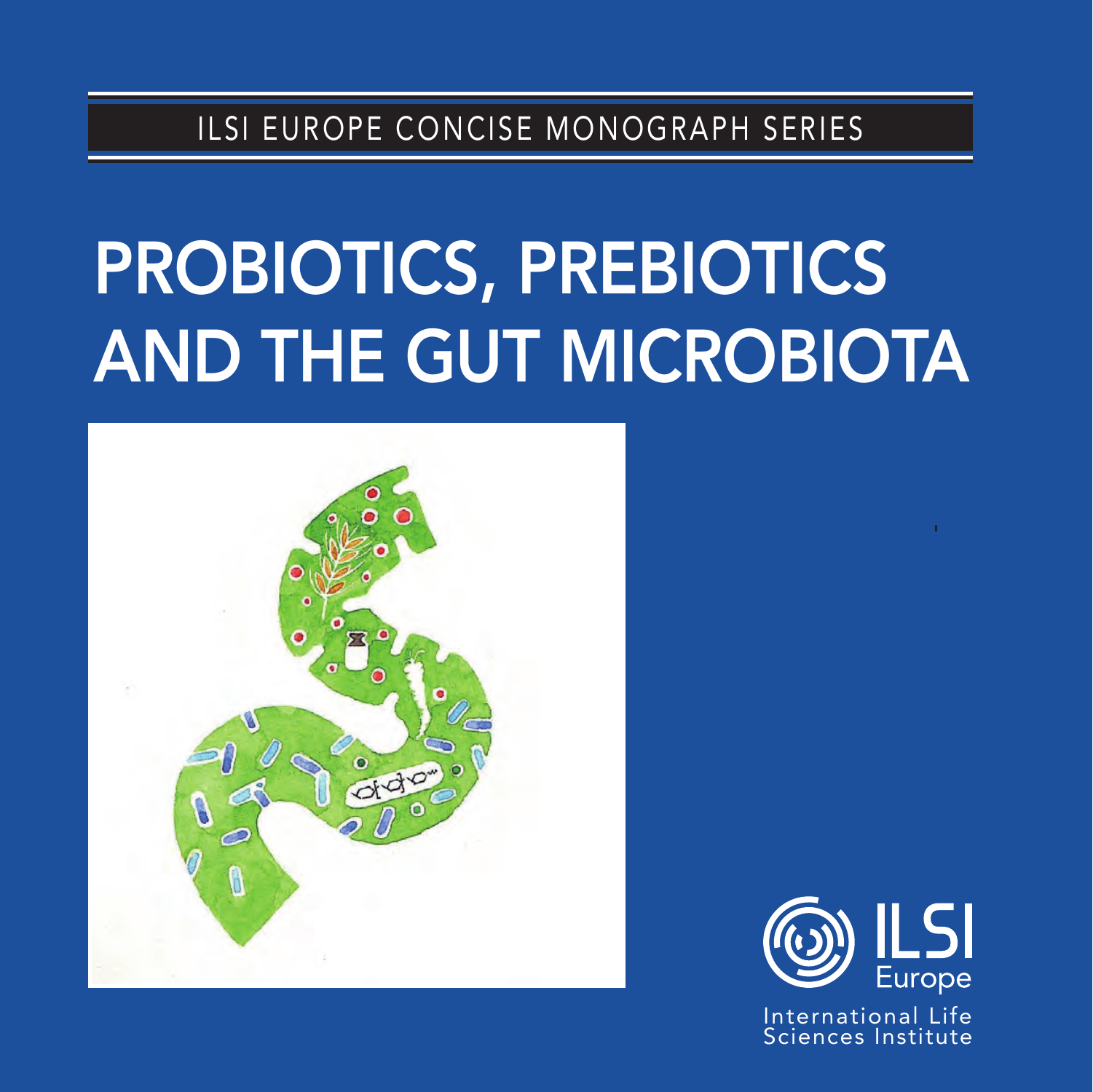ILSI EUROPE CONCISE MONOGRAPH SERIES

# PROBIOTICS, PREBIOTICS AND THE GUT MICROBIOTA

ILSI Europe

International Life Sciences Institute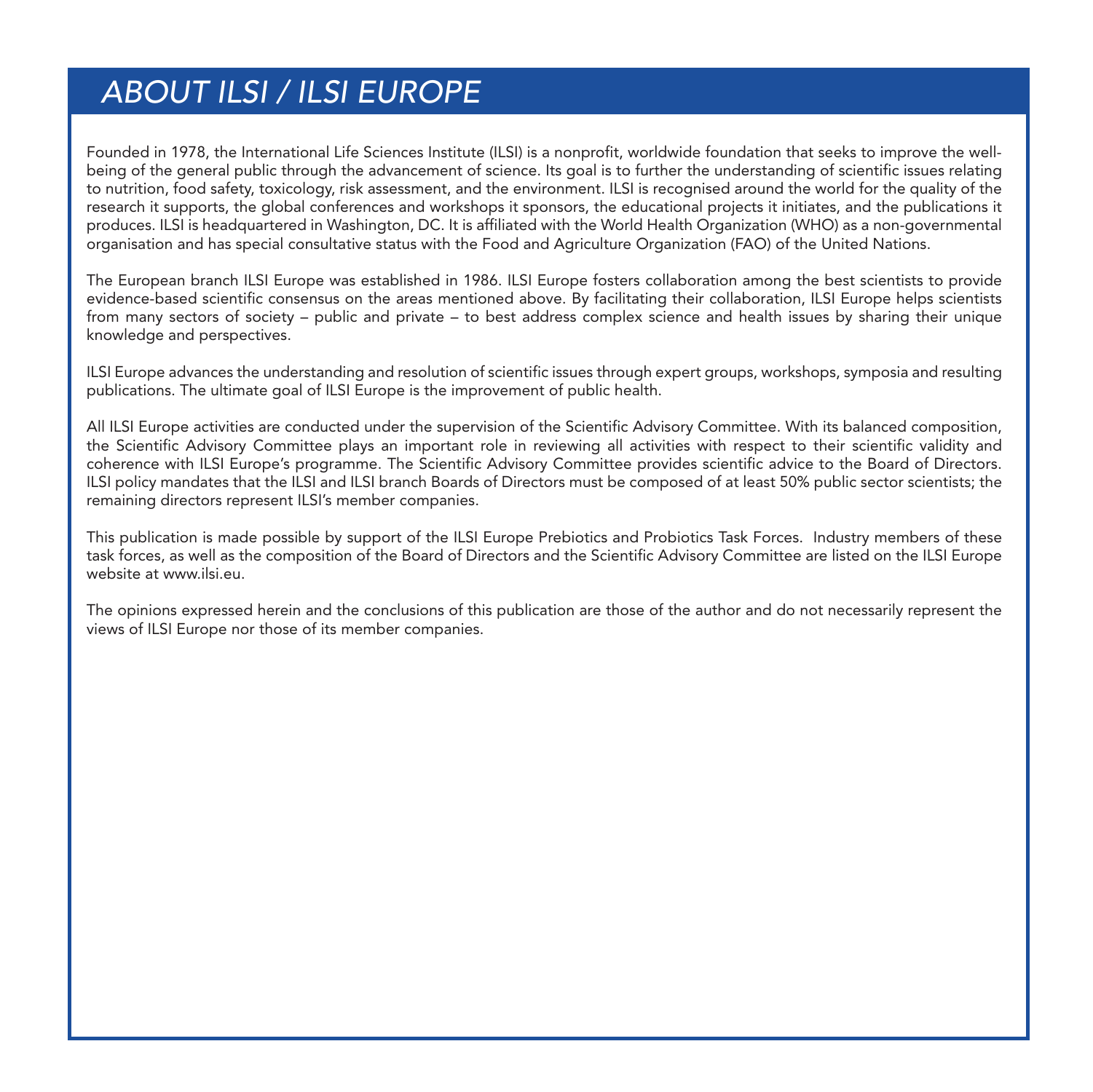# ABOUT ILSI / ILSI EUROPE

Founded in 1978, the International Life Sciences Institute (ILSI) is a nonprofit, worldwide foundation that seeks to improve the well-being of the general public through the advancement of science. Its goal is to further the understanding of scientific issues relating to nutrition, food safety, toxicology, risk assessment, and the environment. ILSI is recognised around the world for the quality of the research it supports, the global conferences and workshops it sponsors, the educational projects it initiates, and the publications it produces. ILSI is headquartered in Washington, DC. It is affiliated with the World Health Organization (WHO) as a non-governmental organisation and has special consultative status with the Food and Agriculture Organization (FAO) of the United Nations.

The European branch ILSI Europe was established in 1986. ILSI Europe fosters collaboration among the best scientists to provide evidence-based scientific consensus on the areas mentioned above. By facilitating their collaboration, ILSI Europe helps scientists from many sectors of society – public and private – to best address complex science and health issues by sharing their unique knowledge and perspectives.

ILSI Europe advances the understanding and resolution of scientific issues through expert groups, workshops, symposia and resulting publications. The ultimate goal of ILSI Europe is the improvement of public health.

All ILSI Europe activities are conducted under the supervision of the Scientific Advisory Committee. With its balanced composition, the Scientific Advisory Committee plays an important role in reviewing all activities with respect to their scientific validity and coherence with ILSI Europe's programme. The Scientific Advisory Committee provides scientific advice to the Board of Directors. ILSI policy mandates that the ILSI and ILSI branch Boards of Directors must be composed of at least 50% public sector scientists; the remaining directors represent ILSI's member companies.

This publication is made possible by support of the ILSI Europe Prebiotics and Probiotics Task Forces. Industry members of these task forces, as well as the composition of the Board of Directors and the Scientific Advisory Committee are listed on the ILSI Europe website at www.ilsi.eu.

The opinions expressed herein and the conclusions of this publication are those of the author and do not necessarily represent the views of ILSI Europe nor those of its member companies.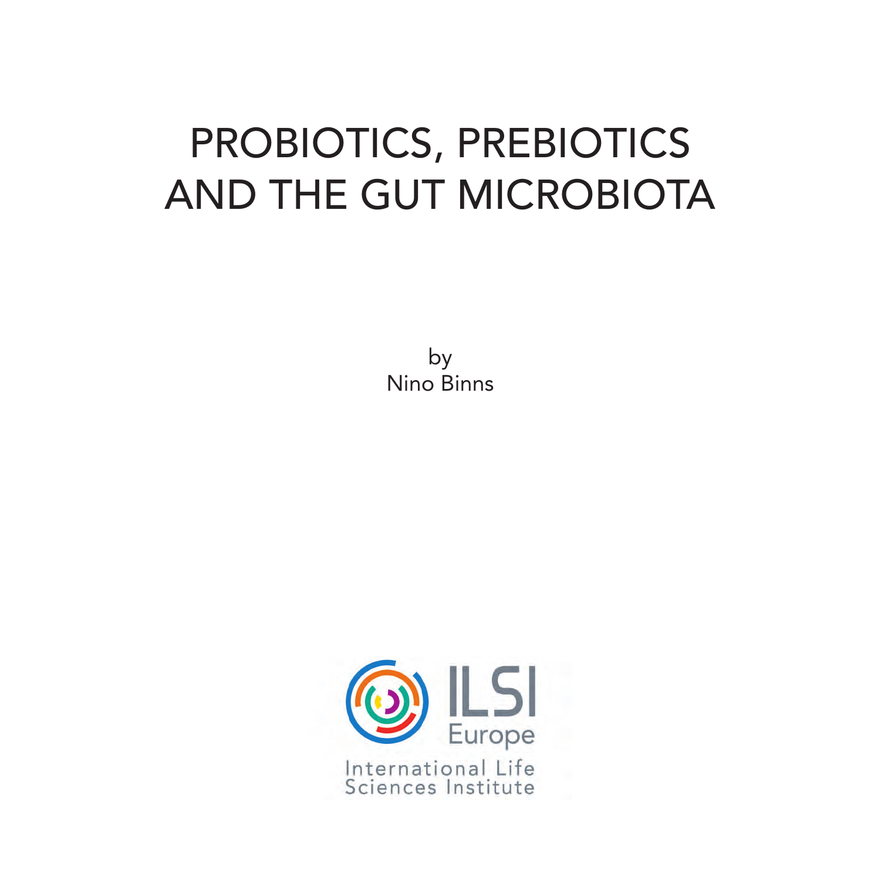# PROBIOTICS, PREBIOTICS AND THE GUT MICROBIOTA

by
Nino Binns

ILSI
Europe

International Life Sciences Institute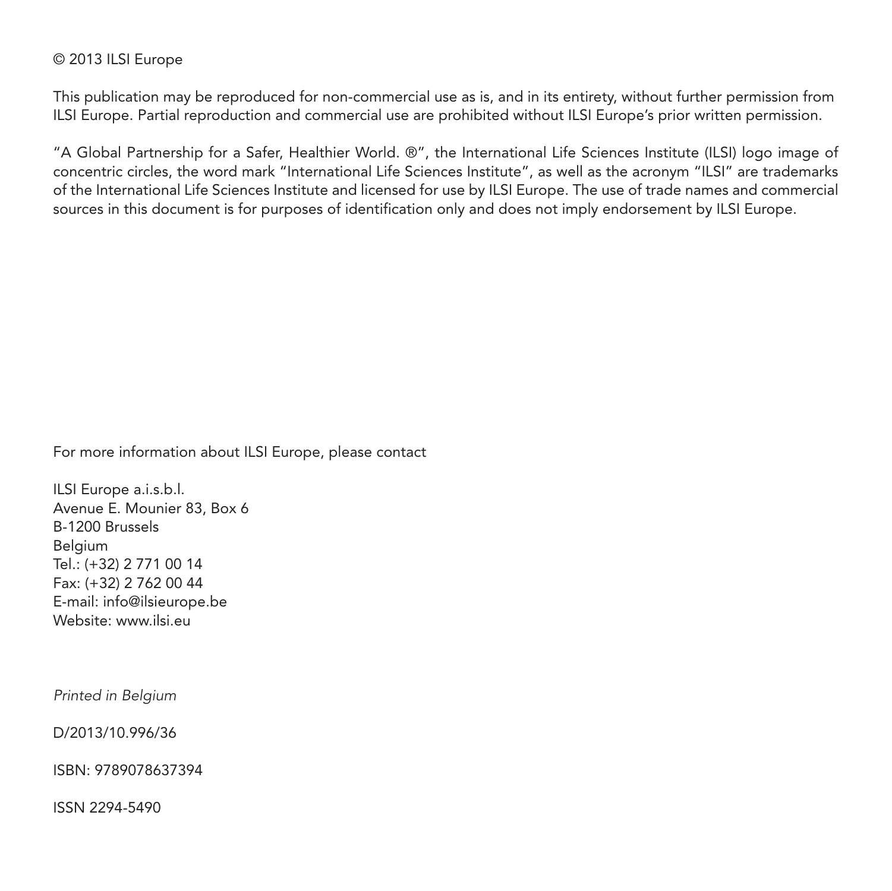© 2013 ILSI Europe

This publication may be reproduced for non-commercial use as is, and in its entirety, without further permission from ILSI Europe. Partial reproduction and commercial use are prohibited without ILSI Europe's prior written permission.

"A Global Partnership for a Safer, Healthier World. ®", the International Life Sciences Institute (ILSI) logo image of concentric circles, the word mark "International Life Sciences Institute", as well as the acronym "ILSI" are trademarks of the International Life Sciences Institute and licensed for use by ILSI Europe. The use of trade names and commercial sources in this document is for purposes of identification only and does not imply endorsement by ILSI Europe.

For more information about ILSI Europe, please contact

ILSI Europe a.i.s.b.l.
Avenue E. Mounier 83, Box 6
B-1200 Brussels
Belgium
Tel.: (+32) 2 771 00 14
Fax: (+32) 2 762 00 44
E-mail: info@ilsieurope.be
Website: www.ilsi.eu

*Printed in Belgium*

D/2013/10.996/36

ISBN: 9789078637394

ISSN 2294-5490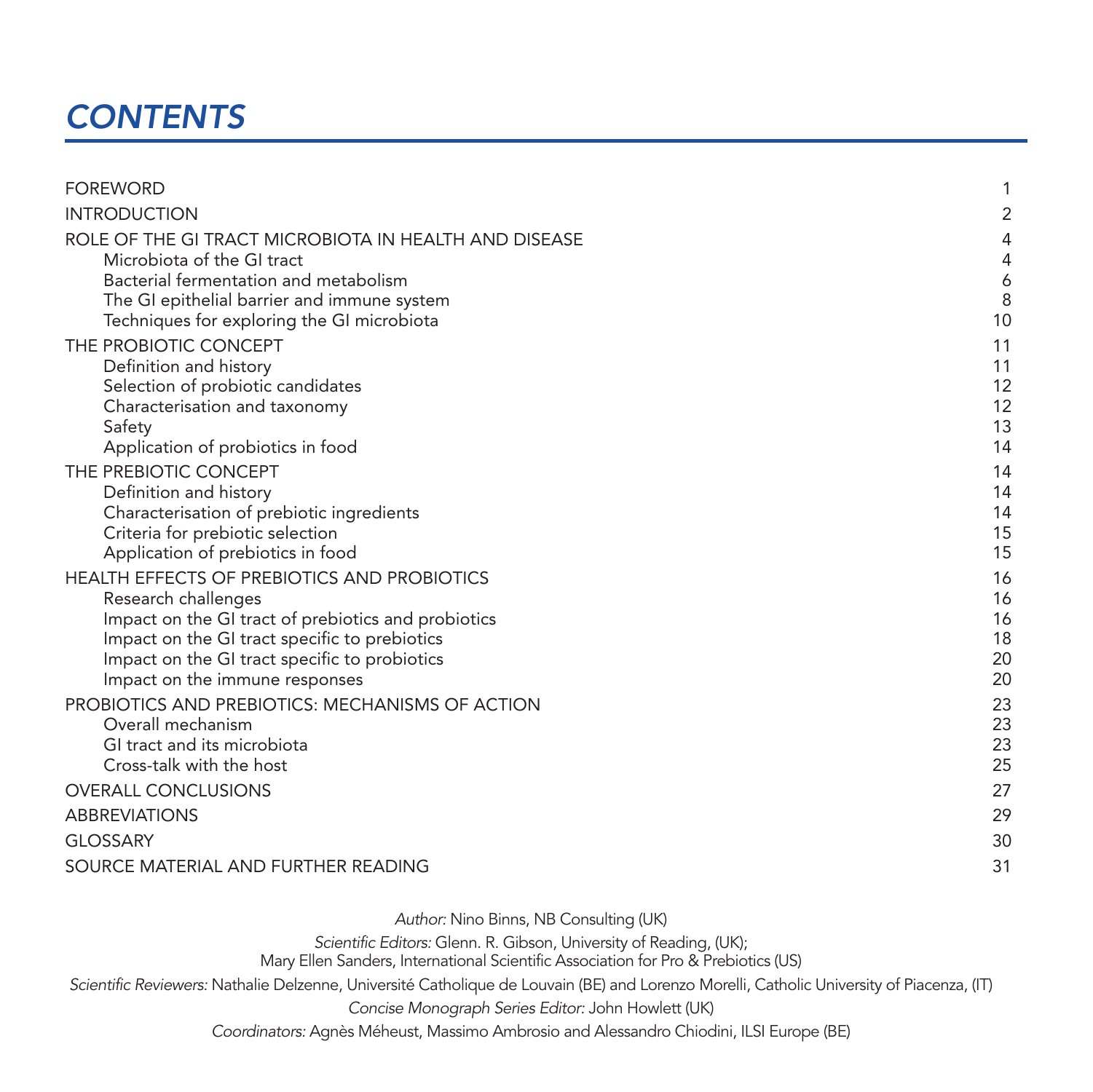# CONTENTS

| | |
|---|---|
| FOREWORD | 1 |
| INTRODUCTION | 2 |
| ROLE OF THE GI TRACT MICROBIOTA IN HEALTH AND DISEASE | 4 |
| Microbiota of the GI tract | 4 |
| Bacterial fermentation and metabolism | 6 |
| The GI epithelial barrier and immune system | 8 |
| Techniques for exploring the GI microbiota | 10 |
| THE PROBIOTIC CONCEPT | 11 |
| Definition and history | 11 |
| Selection of probiotic candidates | 12 |
| Characterisation and taxonomy | 12 |
| Safety | 13 |
| Application of probiotics in food | 14 |
| THE PREBIOTIC CONCEPT | 14 |
| Definition and history | 14 |
| Characterisation of prebiotic ingredients | 14 |
| Criteria for prebiotic selection | 15 |
| Application of prebiotics in food | 15 |
| HEALTH EFFECTS OF PREBIOTICS AND PROBIOTICS | 16 |
| Research challenges | 16 |
| Impact on the GI tract of prebiotics and probiotics | 16 |
| Impact on the GI tract specific to prebiotics | 18 |
| Impact on the GI tract specific to probiotics | 20 |
| Impact on the immune responses | 20 |
| PROBIOTICS AND PREBIOTICS: MECHANISMS OF ACTION | 23 |
| Overall mechanism | 23 |
| GI tract and its microbiota | 23 |
| Cross-talk with the host | 25 |
| OVERALL CONCLUSIONS | 27 |
| ABBREVIATIONS | 29 |
| GLOSSARY | 30 |
| SOURCE MATERIAL AND FURTHER READING | 31 |

*Author:* Nino Binns, NB Consulting (UK)

*Scientific Editors:* Glenn. R. Gibson, University of Reading, (UK);
Mary Ellen Sanders, International Scientific Association for Pro & Prebiotics (US)

*Scientific Reviewers:* Nathalie Delzenne, Université Catholique de Louvain (BE) and Lorenzo Morelli, Catholic University of Piacenza, (IT)

*Concise Monograph Series Editor:* John Howlett (UK)

*Coordinators:* Agnès Méheust, Massimo Ambrosio and Alessandro Chiodini, ILSI Europe (BE)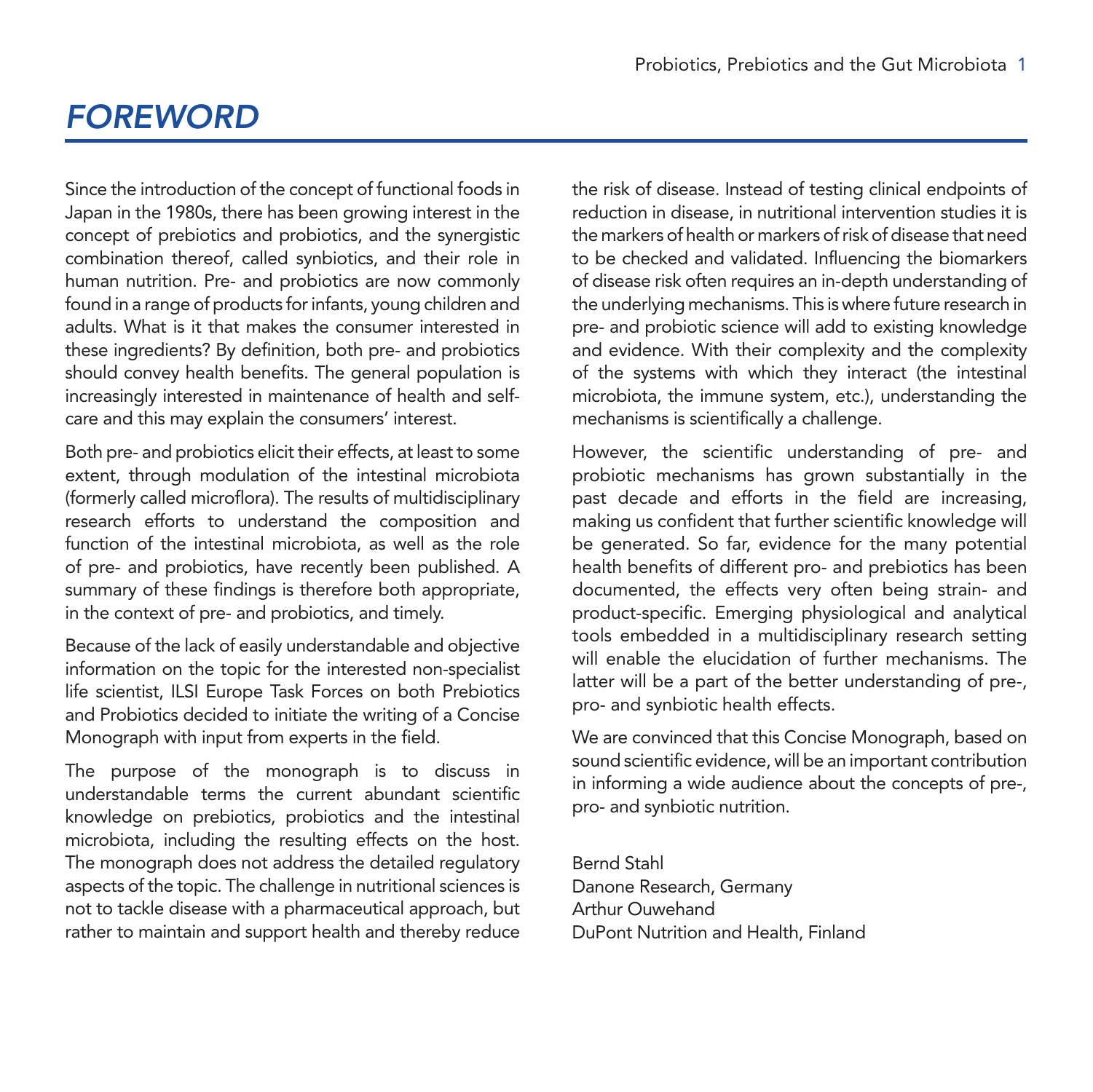# FOREWORD

Since the introduction of the concept of functional foods in Japan in the 1980s, there has been growing interest in the concept of prebiotics and probiotics, and the synergistic combination thereof, called synbiotics, and their role in human nutrition. Pre- and probiotics are now commonly found in a range of products for infants, young children and adults. What is it that makes the consumer interested in these ingredients? By definition, both pre- and probiotics should convey health benefits. The general population is increasingly interested in maintenance of health and self-care and this may explain the consumers' interest.

Both pre- and probiotics elicit their effects, at least to some extent, through modulation of the intestinal microbiota (formerly called microflora). The results of multidisciplinary research efforts to understand the composition and function of the intestinal microbiota, as well as the role of pre- and probiotics, have recently been published. A summary of these findings is therefore both appropriate, in the context of pre- and probiotics, and timely.

Because of the lack of easily understandable and objective information on the topic for the interested non-specialist life scientist, ILSI Europe Task Forces on both Prebiotics and Probiotics decided to initiate the writing of a Concise Monograph with input from experts in the field.

The purpose of the monograph is to discuss in understandable terms the current abundant scientific knowledge on prebiotics, probiotics and the intestinal microbiota, including the resulting effects on the host. The monograph does not address the detailed regulatory aspects of the topic. The challenge in nutritional sciences is not to tackle disease with a pharmaceutical approach, but rather to maintain and support health and thereby reduce the risk of disease. Instead of testing clinical endpoints of reduction in disease, in nutritional intervention studies it is the markers of health or markers of risk of disease that need to be checked and validated. Influencing the biomarkers of disease risk often requires an in-depth understanding of the underlying mechanisms. This is where future research in pre- and probiotic science will add to existing knowledge and evidence. With their complexity and the complexity of the systems with which they interact (the intestinal microbiota, the immune system, etc.), understanding the mechanisms is scientifically a challenge.

However, the scientific understanding of pre- and probiotic mechanisms has grown substantially in the past decade and efforts in the field are increasing, making us confident that further scientific knowledge will be generated. So far, evidence for the many potential health benefits of different pro- and prebiotics has been documented, the effects very often being strain- and product-specific. Emerging physiological and analytical tools embedded in a multidisciplinary research setting will enable the elucidation of further mechanisms. The latter will be a part of the better understanding of pre-, pro- and synbiotic health effects.

We are convinced that this Concise Monograph, based on sound scientific evidence, will be an important contribution in informing a wide audience about the concepts of pre-, pro- and synbiotic nutrition.

Bernd Stahl
Danone Research, Germany
Arthur Ouwehand
DuPont Nutrition and Health, Finland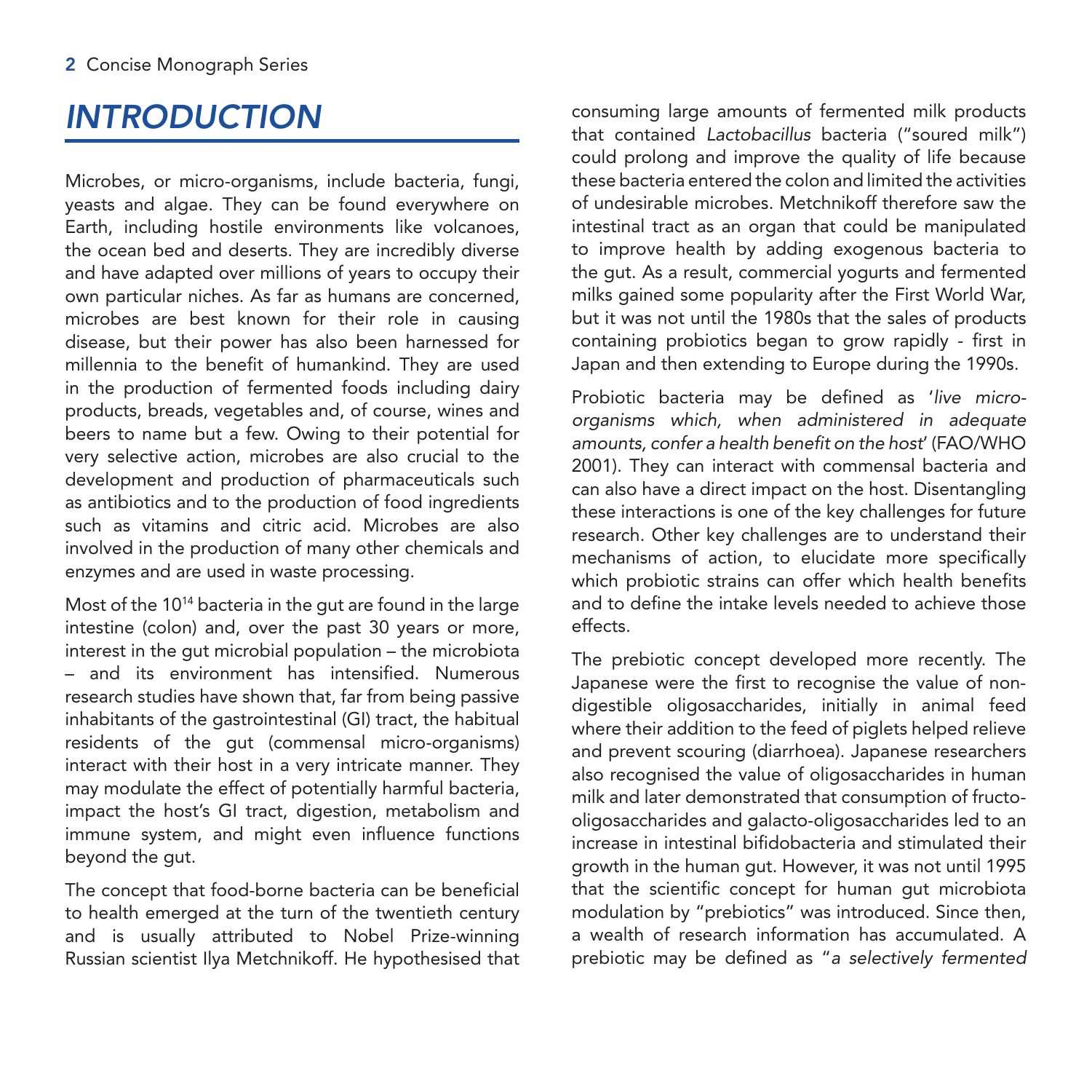# *INTRODUCTION*

Microbes, or micro-organisms, include bacteria, fungi, yeasts and algae. They can be found everywhere on Earth, including hostile environments like volcanoes, the ocean bed and deserts. They are incredibly diverse and have adapted over millions of years to occupy their own particular niches. As far as humans are concerned, microbes are best known for their role in causing disease, but their power has also been harnessed for millennia to the benefit of humankind. They are used in the production of fermented foods including dairy products, breads, vegetables and, of course, wines and beers to name but a few. Owing to their potential for very selective action, microbes are also crucial to the development and production of pharmaceuticals such as antibiotics and to the production of food ingredients such as vitamins and citric acid. Microbes are also involved in the production of many other chemicals and enzymes and are used in waste processing.

Most of the $10^{14}$ bacteria in the gut are found in the large intestine (colon) and, over the past 30 years or more, interest in the gut microbial population – the microbiota – and its environment has intensified. Numerous research studies have shown that, far from being passive inhabitants of the gastrointestinal (GI) tract, the habitual residents of the gut (commensal micro-organisms) interact with their host in a very intricate manner. They may modulate the effect of potentially harmful bacteria, impact the host's GI tract, digestion, metabolism and immune system, and might even influence functions beyond the gut.

The concept that food-borne bacteria can be beneficial to health emerged at the turn of the twentieth century and is usually attributed to Nobel Prize-winning Russian scientist Ilya Metchnikoff. He hypothesised that consuming large amounts of fermented milk products that contained *Lactobacillus* bacteria ("soured milk") could prolong and improve the quality of life because these bacteria entered the colon and limited the activities of undesirable microbes. Metchnikoff therefore saw the intestinal tract as an organ that could be manipulated to improve health by adding exogenous bacteria to the gut. As a result, commercial yogurts and fermented milks gained some popularity after the First World War, but it was not until the 1980s that the sales of products containing probiotics began to grow rapidly - first in Japan and then extending to Europe during the 1990s.

Probiotic bacteria may be defined as '*live micro-organisms which, when administered in adequate amounts, confer a health benefit on the host*' (FAO/WHO 2001). They can interact with commensal bacteria and can also have a direct impact on the host. Disentangling these interactions is one of the key challenges for future research. Other key challenges are to understand their mechanisms of action, to elucidate more specifically which probiotic strains can offer which health benefits and to define the intake levels needed to achieve those effects.

The prebiotic concept developed more recently. The Japanese were the first to recognise the value of non-digestible oligosaccharides, initially in animal feed where their addition to the feed of piglets helped relieve and prevent scouring (diarrhoea). Japanese researchers also recognised the value of oligosaccharides in human milk and later demonstrated that consumption of fructo-oligosaccharides and galacto-oligosaccharides led to an increase in intestinal bifidobacteria and stimulated their growth in the human gut. However, it was not until 1995 that the scientific concept for human gut microbiota modulation by "prebiotics" was introduced. Since then, a wealth of research information has accumulated. A prebiotic may be defined as "*a selectively fermented*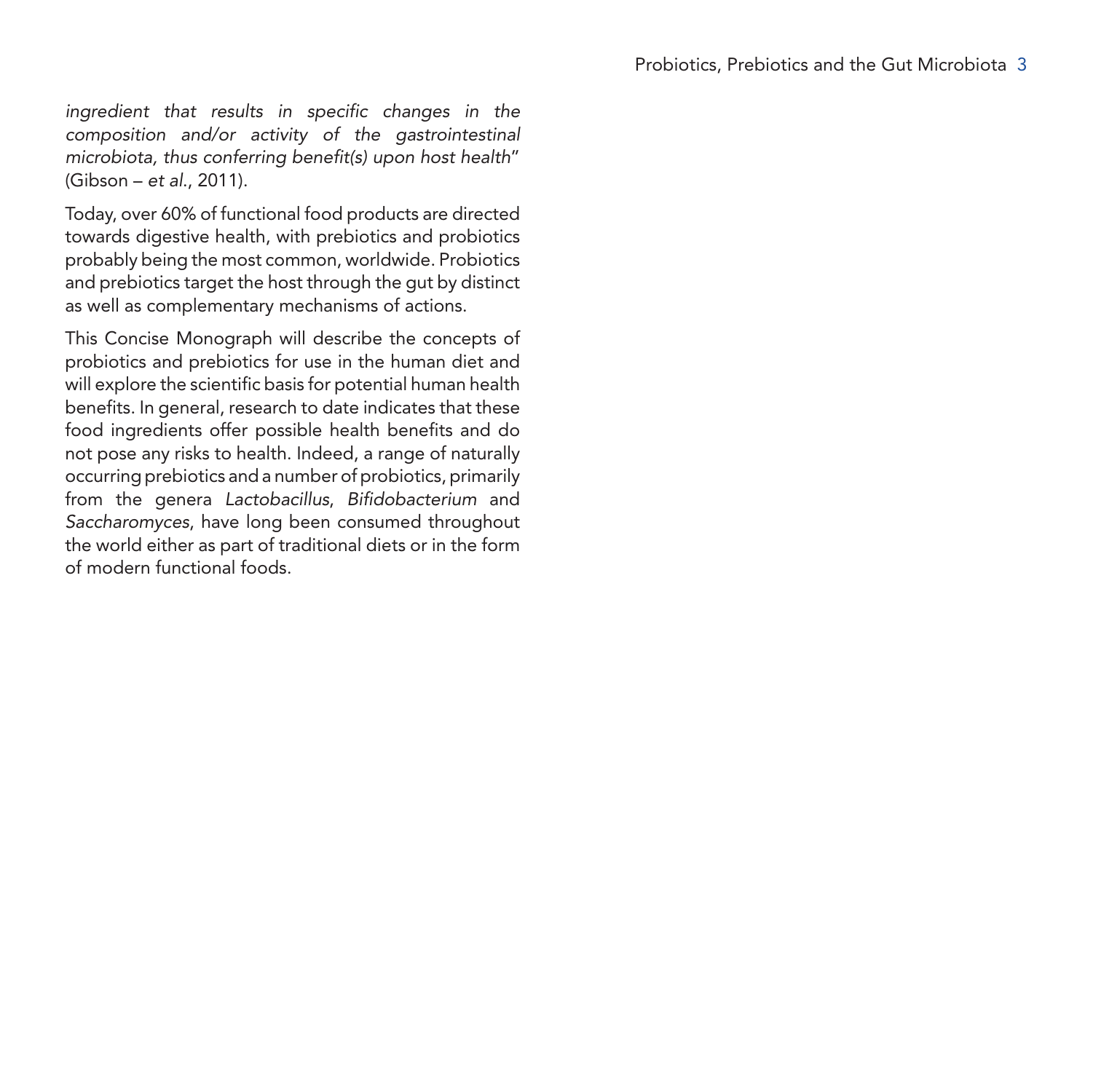*ingredient that results in specific changes in the composition and/or activity of the gastrointestinal microbiota, thus conferring benefit(s) upon host health*" (Gibson – *et al*., 2011).

Today, over 60% of functional food products are directed towards digestive health, with prebiotics and probiotics probably being the most common, worldwide. Probiotics and prebiotics target the host through the gut by distinct as well as complementary mechanisms of actions.

This Concise Monograph will describe the concepts of probiotics and prebiotics for use in the human diet and will explore the scientific basis for potential human health benefits. In general, research to date indicates that these food ingredients offer possible health benefits and do not pose any risks to health. Indeed, a range of naturally occurring prebiotics and a number of probiotics, primarily from the genera *Lactobacillus*, *Bifidobacterium* and *Saccharomyces*, have long been consumed throughout the world either as part of traditional diets or in the form of modern functional foods.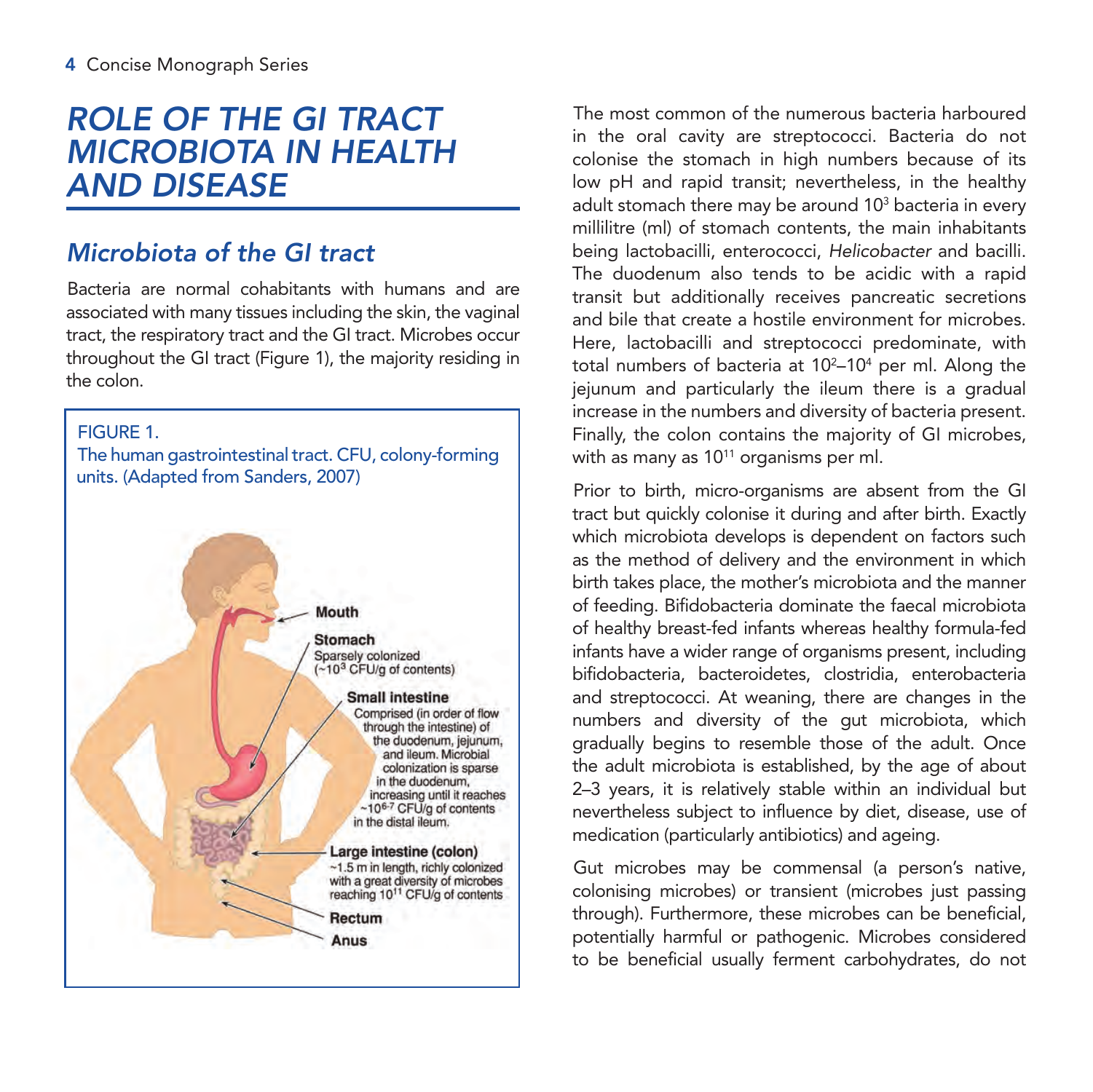# ROLE OF THE GI TRACT MICROBIOTA IN HEALTH AND DISEASE

## Microbiota of the GI tract

Bacteria are normal cohabitants with humans and are associated with many tissues including the skin, the vaginal tract, the respiratory tract and the GI tract. Microbes occur throughout the GI tract (Figure 1), the majority residing in the colon.

FIGURE 1.
The human gastrointestinal tract. CFU, colony-forming units. (Adapted from Sanders, 2007)

Mouth

Stomach
Sparsely colonized
(~$10^3$ CFU/g of contents)

Small intestine
Comprised (in order of flow through the intestine) of the duodenum, jejunum, and ileum. Microbial colonization is sparse in the duodenum, increasing until it reaches ~$10^{6\text{-}7}$ CFU/g of contents in the distal ileum.

Large intestine (colon)
~1.5 m in length, richly colonized with a great diversity of microbes reaching $10^{11}$ CFU/g of contents

Rectum

Anus

The most common of the numerous bacteria harboured in the oral cavity are streptococci. Bacteria do not colonise the stomach in high numbers because of its low pH and rapid transit; nevertheless, in the healthy adult stomach there may be around $10^3$ bacteria in every millilitre (ml) of stomach contents, the main inhabitants being lactobacilli, enterococci, *Helicobacter* and bacilli. The duodenum also tends to be acidic with a rapid transit but additionally receives pancreatic secretions and bile that create a hostile environment for microbes. Here, lactobacilli and streptococci predominate, with total numbers of bacteria at $10^2$–$10^4$ per ml. Along the jejunum and particularly the ileum there is a gradual increase in the numbers and diversity of bacteria present. Finally, the colon contains the majority of GI microbes, with as many as $10^{11}$ organisms per ml.

Prior to birth, micro-organisms are absent from the GI tract but quickly colonise it during and after birth. Exactly which microbiota develops is dependent on factors such as the method of delivery and the environment in which birth takes place, the mother's microbiota and the manner of feeding. Bifidobacteria dominate the faecal microbiota of healthy breast-fed infants whereas healthy formula-fed infants have a wider range of organisms present, including bifidobacteria, bacteroidetes, clostridia, enterobacteria and streptococci. At weaning, there are changes in the numbers and diversity of the gut microbiota, which gradually begins to resemble those of the adult. Once the adult microbiota is established, by the age of about 2–3 years, it is relatively stable within an individual but nevertheless subject to influence by diet, disease, use of medication (particularly antibiotics) and ageing.

Gut microbes may be commensal (a person's native, colonising microbes) or transient (microbes just passing through). Furthermore, these microbes can be beneficial, potentially harmful or pathogenic. Microbes considered to be beneficial usually ferment carbohydrates, do not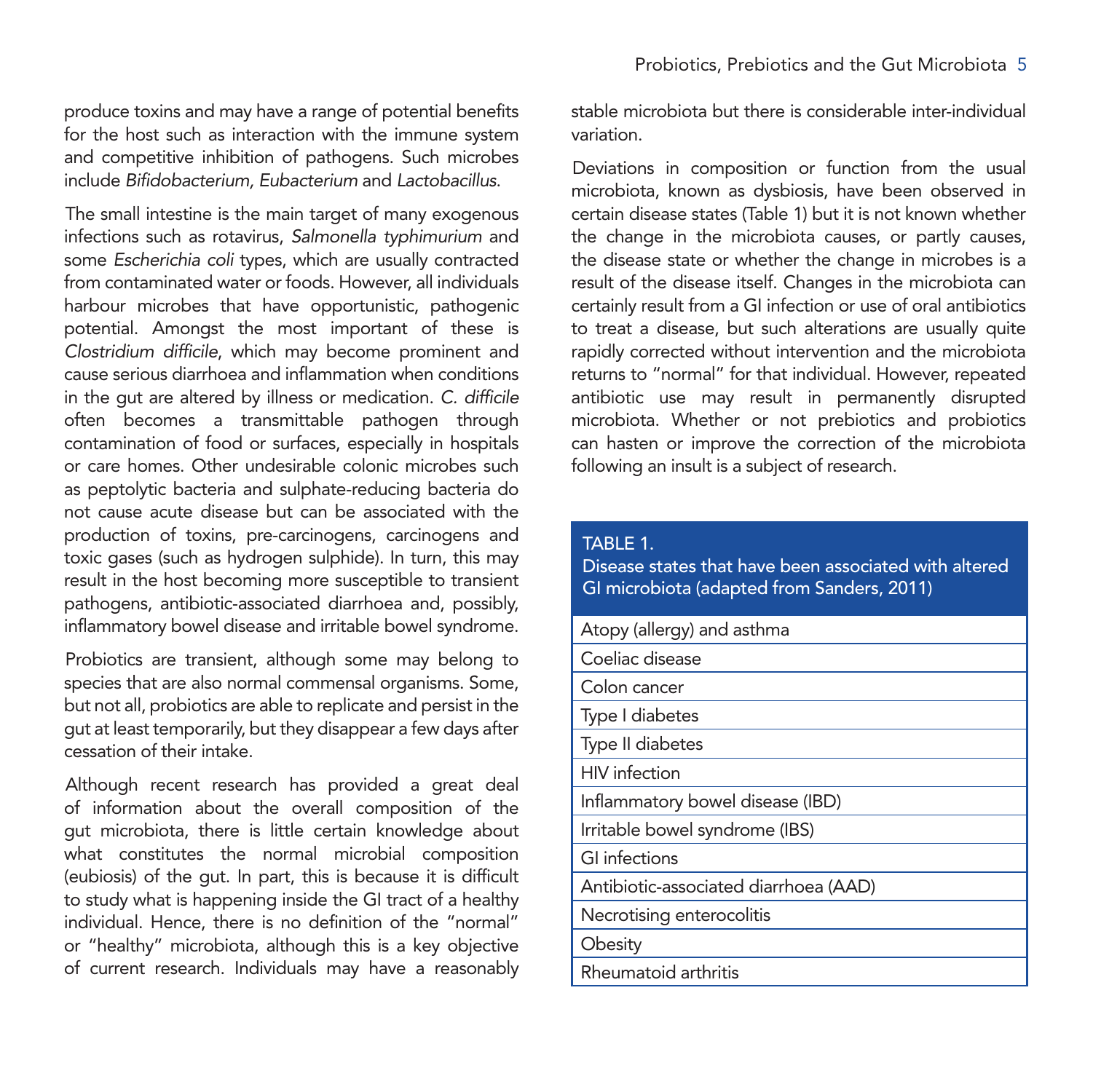produce toxins and may have a range of potential benefits for the host such as interaction with the immune system and competitive inhibition of pathogens. Such microbes include *Bifidobacterium, Eubacterium* and *Lactobacillus*.

The small intestine is the main target of many exogenous infections such as rotavirus, *Salmonella typhimurium* and some *Escherichia coli* types, which are usually contracted from contaminated water or foods. However, all individuals harbour microbes that have opportunistic, pathogenic potential. Amongst the most important of these is *Clostridium difficile*, which may become prominent and cause serious diarrhoea and inflammation when conditions in the gut are altered by illness or medication. *C. difficile* often becomes a transmittable pathogen through contamination of food or surfaces, especially in hospitals or care homes. Other undesirable colonic microbes such as peptolytic bacteria and sulphate-reducing bacteria do not cause acute disease but can be associated with the production of toxins, pre-carcinogens, carcinogens and toxic gases (such as hydrogen sulphide). In turn, this may result in the host becoming more susceptible to transient pathogens, antibiotic-associated diarrhoea and, possibly, inflammatory bowel disease and irritable bowel syndrome.

Probiotics are transient, although some may belong to species that are also normal commensal organisms. Some, but not all, probiotics are able to replicate and persist in the gut at least temporarily, but they disappear a few days after cessation of their intake.

Although recent research has provided a great deal of information about the overall composition of the gut microbiota, there is little certain knowledge about what constitutes the normal microbial composition (eubiosis) of the gut. In part, this is because it is difficult to study what is happening inside the GI tract of a healthy individual. Hence, there is no definition of the "normal" or "healthy" microbiota, although this is a key objective of current research. Individuals may have a reasonably stable microbiota but there is considerable inter-individual variation.

Deviations in composition or function from the usual microbiota, known as dysbiosis, have been observed in certain disease states (Table 1) but it is not known whether the change in the microbiota causes, or partly causes, the disease state or whether the change in microbes is a result of the disease itself. Changes in the microbiota can certainly result from a GI infection or use of oral antibiotics to treat a disease, but such alterations are usually quite rapidly corrected without intervention and the microbiota returns to "normal" for that individual. However, repeated antibiotic use may result in permanently disrupted microbiota. Whether or not prebiotics and probiotics can hasten or improve the correction of the microbiota following an insult is a subject of research.

| TABLE 1. Disease states that have been associated with altered GI microbiota (adapted from Sanders, 2011) |
|---|
| Atopy (allergy) and asthma |
| Coeliac disease |
| Colon cancer |
| Type I diabetes |
| Type II diabetes |
| HIV infection |
| Inflammatory bowel disease (IBD) |
| Irritable bowel syndrome (IBS) |
| GI infections |
| Antibiotic-associated diarrhoea (AAD) |
| Necrotising enterocolitis |
| Obesity |
| Rheumatoid arthritis |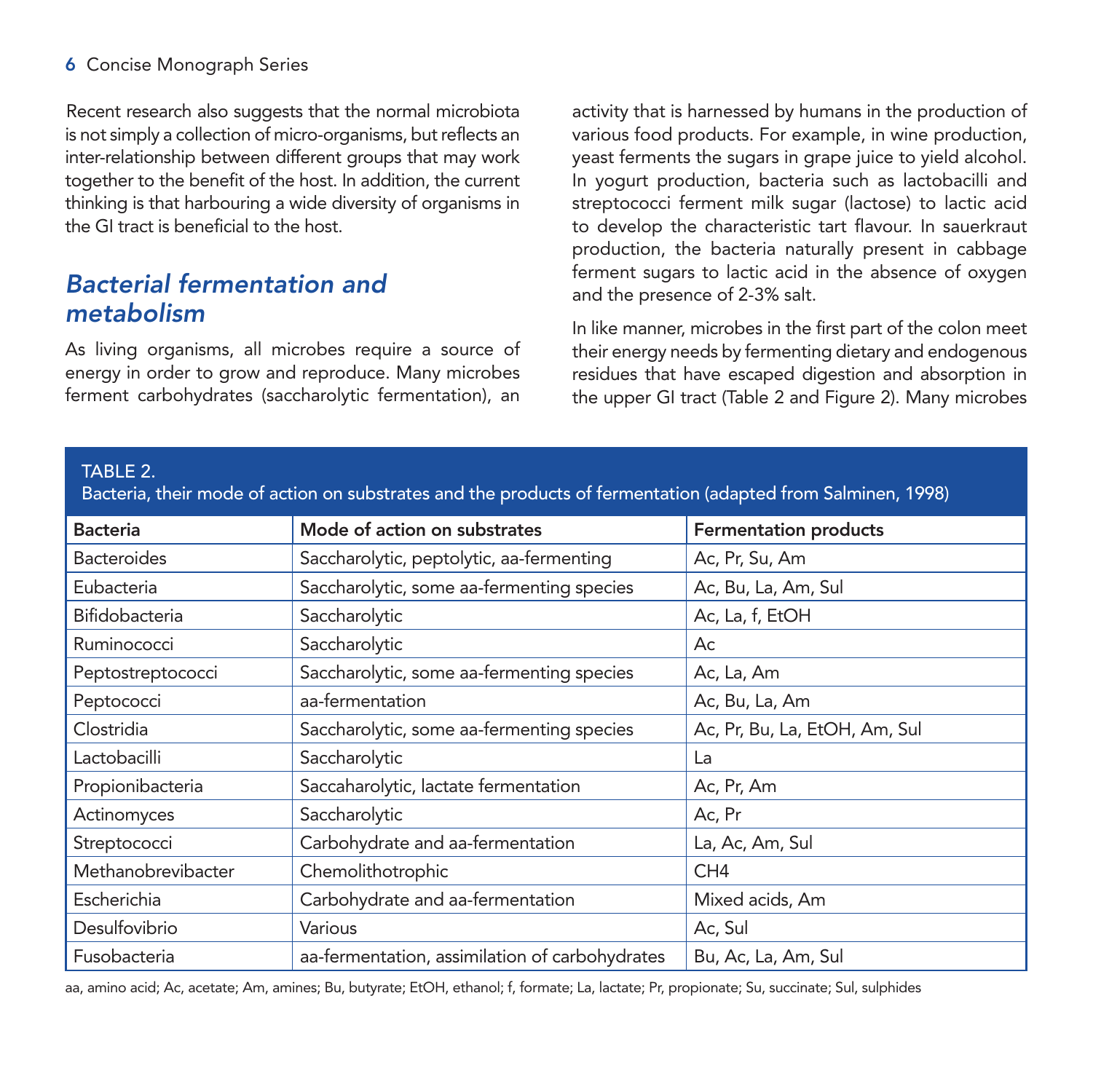Recent research also suggests that the normal microbiota is not simply a collection of micro-organisms, but reflects an inter-relationship between different groups that may work together to the benefit of the host. In addition, the current thinking is that harbouring a wide diversity of organisms in the GI tract is beneficial to the host.

## *Bacterial fermentation and metabolism*

As living organisms, all microbes require a source of energy in order to grow and reproduce. Many microbes ferment carbohydrates (saccharolytic fermentation), an activity that is harnessed by humans in the production of various food products. For example, in wine production, yeast ferments the sugars in grape juice to yield alcohol. In yogurt production, bacteria such as lactobacilli and streptococci ferment milk sugar (lactose) to lactic acid to develop the characteristic tart flavour. In sauerkraut production, the bacteria naturally present in cabbage ferment sugars to lactic acid in the absence of oxygen and the presence of 2-3% salt.

In like manner, microbes in the first part of the colon meet their energy needs by fermenting dietary and endogenous residues that have escaped digestion and absorption in the upper GI tract (Table 2 and Figure 2). Many microbes

TABLE 2.
Bacteria, their mode of action on substrates and the products of fermentation (adapted from Salminen, 1998)

| Bacteria | Mode of action on substrates | Fermentation products |
|---|---|---|
| Bacteroides | Saccharolytic, peptolytic, aa-fermenting | Ac, Pr, Su, Am |
| Eubacteria | Saccharolytic, some aa-fermenting species | Ac, Bu, La, Am, Sul |
| Bifidobacteria | Saccharolytic | Ac, La, f, EtOH |
| Ruminococci | Saccharolytic | Ac |
| Peptostreptococci | Saccharolytic, some aa-fermenting species | Ac, La, Am |
| Peptococci | aa-fermentation | Ac, Bu, La, Am |
| Clostridia | Saccharolytic, some aa-fermenting species | Ac, Pr, Bu, La, EtOH, Am, Sul |
| Lactobacilli | Saccharolytic | La |
| Propionibacteria | Saccaharolytic, lactate fermentation | Ac, Pr, Am |
| Actinomyces | Saccharolytic | Ac, Pr |
| Streptococci | Carbohydrate and aa-fermentation | La, Ac, Am, Sul |
| Methanobrevibacter | Chemolithotrophic | $CH_4$ |
| Escherichia | Carbohydrate and aa-fermentation | Mixed acids, Am |
| Desulfovibrio | Various | Ac, Sul |
| Fusobacteria | aa-fermentation, assimilation of carbohydrates | Bu, Ac, La, Am, Sul |

aa, amino acid; Ac, acetate; Am, amines; Bu, butyrate; EtOH, ethanol; f, formate; La, lactate; Pr, propionate; Su, succinate; Sul, sulphides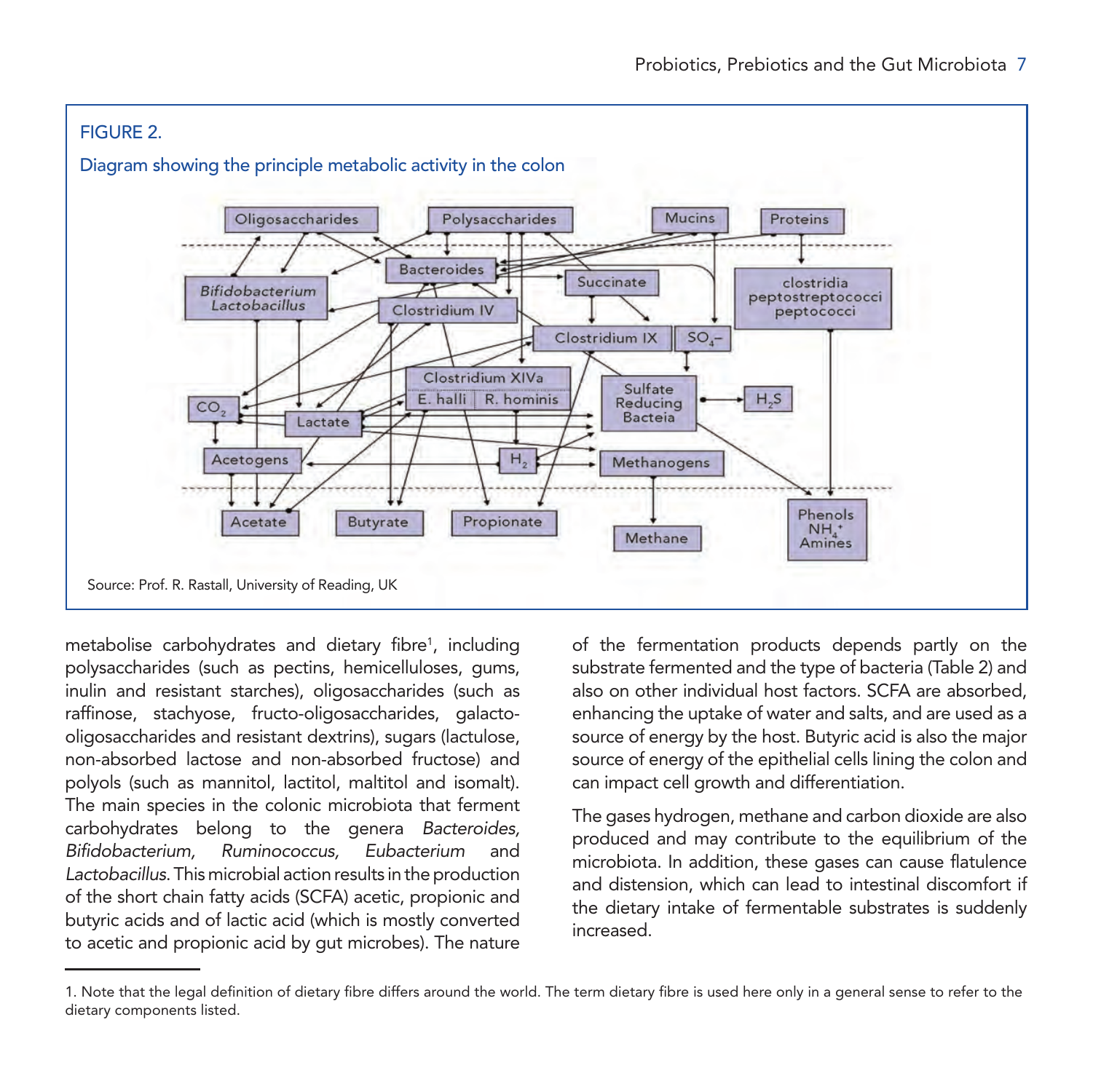FIGURE 2.

Diagram showing the principle metabolic activity in the colon

Source: Prof. R. Rastall, University of Reading, UK

metabolise carbohydrates and dietary fibre[1], including polysaccharides (such as pectins, hemicelluloses, gums, inulin and resistant starches), oligosaccharides (such as raffinose, stachyose, fructo-oligosaccharides, galacto-oligosaccharides and resistant dextrins), sugars (lactulose, non-absorbed lactose and non-absorbed fructose) and polyols (such as mannitol, lactitol, maltitol and isomalt). The main species in the colonic microbiota that ferment carbohydrates belong to the genera *Bacteroides, Bifidobacterium, Ruminococcus, Eubacterium* and *Lactobacillus*. This microbial action results in the production of the short chain fatty acids (SCFA) acetic, propionic and butyric acids and of lactic acid (which is mostly converted to acetic and propionic acid by gut microbes). The nature of the fermentation products depends partly on the substrate fermented and the type of bacteria (Table 2) and also on other individual host factors. SCFA are absorbed, enhancing the uptake of water and salts, and are used as a source of energy by the host. Butyric acid is also the major source of energy of the epithelial cells lining the colon and can impact cell growth and differentiation.

The gases hydrogen, methane and carbon dioxide are also produced and may contribute to the equilibrium of the microbiota. In addition, these gases can cause flatulence and distension, which can lead to intestinal discomfort if the dietary intake of fermentable substrates is suddenly increased.

1. Note that the legal definition of dietary fibre differs around the world. The term dietary fibre is used here only in a general sense to refer to the dietary components listed.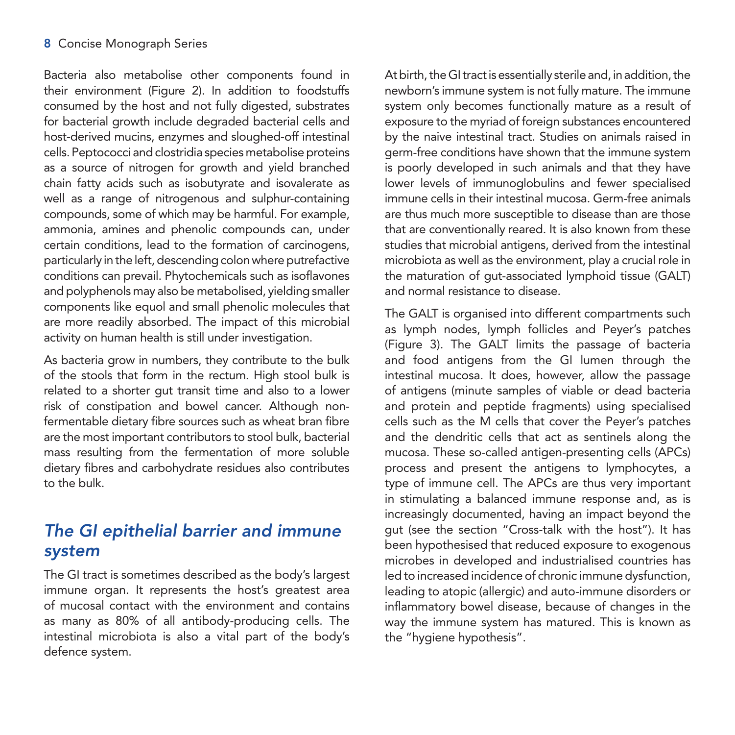Bacteria also metabolise other components found in their environment (Figure 2). In addition to foodstuffs consumed by the host and not fully digested, substrates for bacterial growth include degraded bacterial cells and host-derived mucins, enzymes and sloughed-off intestinal cells. Peptococci and clostridia species metabolise proteins as a source of nitrogen for growth and yield branched chain fatty acids such as isobutyrate and isovalerate as well as a range of nitrogenous and sulphur-containing compounds, some of which may be harmful. For example, ammonia, amines and phenolic compounds can, under certain conditions, lead to the formation of carcinogens, particularly in the left, descending colon where putrefactive conditions can prevail. Phytochemicals such as isoflavones and polyphenols may also be metabolised, yielding smaller components like equol and small phenolic molecules that are more readily absorbed. The impact of this microbial activity on human health is still under investigation.

As bacteria grow in numbers, they contribute to the bulk of the stools that form in the rectum. High stool bulk is related to a shorter gut transit time and also to a lower risk of constipation and bowel cancer. Although non-fermentable dietary fibre sources such as wheat bran fibre are the most important contributors to stool bulk, bacterial mass resulting from the fermentation of more soluble dietary fibres and carbohydrate residues also contributes to the bulk.

## *The GI epithelial barrier and immune system*

The GI tract is sometimes described as the body's largest immune organ. It represents the host's greatest area of mucosal contact with the environment and contains as many as 80% of all antibody-producing cells. The intestinal microbiota is also a vital part of the body's defence system.

At birth, the GI tract is essentially sterile and, in addition, the newborn's immune system is not fully mature. The immune system only becomes functionally mature as a result of exposure to the myriad of foreign substances encountered by the naive intestinal tract. Studies on animals raised in germ-free conditions have shown that the immune system is poorly developed in such animals and that they have lower levels of immunoglobulins and fewer specialised immune cells in their intestinal mucosa. Germ-free animals are thus much more susceptible to disease than are those that are conventionally reared. It is also known from these studies that microbial antigens, derived from the intestinal microbiota as well as the environment, play a crucial role in the maturation of gut-associated lymphoid tissue (GALT) and normal resistance to disease.

The GALT is organised into different compartments such as lymph nodes, lymph follicles and Peyer's patches (Figure 3). The GALT limits the passage of bacteria and food antigens from the GI lumen through the intestinal mucosa. It does, however, allow the passage of antigens (minute samples of viable or dead bacteria and protein and peptide fragments) using specialised cells such as the M cells that cover the Peyer's patches and the dendritic cells that act as sentinels along the mucosa. These so-called antigen-presenting cells (APCs) process and present the antigens to lymphocytes, a type of immune cell. The APCs are thus very important in stimulating a balanced immune response and, as is increasingly documented, having an impact beyond the gut (see the section "Cross-talk with the host"). It has been hypothesised that reduced exposure to exogenous microbes in developed and industrialised countries has led to increased incidence of chronic immune dysfunction, leading to atopic (allergic) and auto-immune disorders or inflammatory bowel disease, because of changes in the way the immune system has matured. This is known as the "hygiene hypothesis".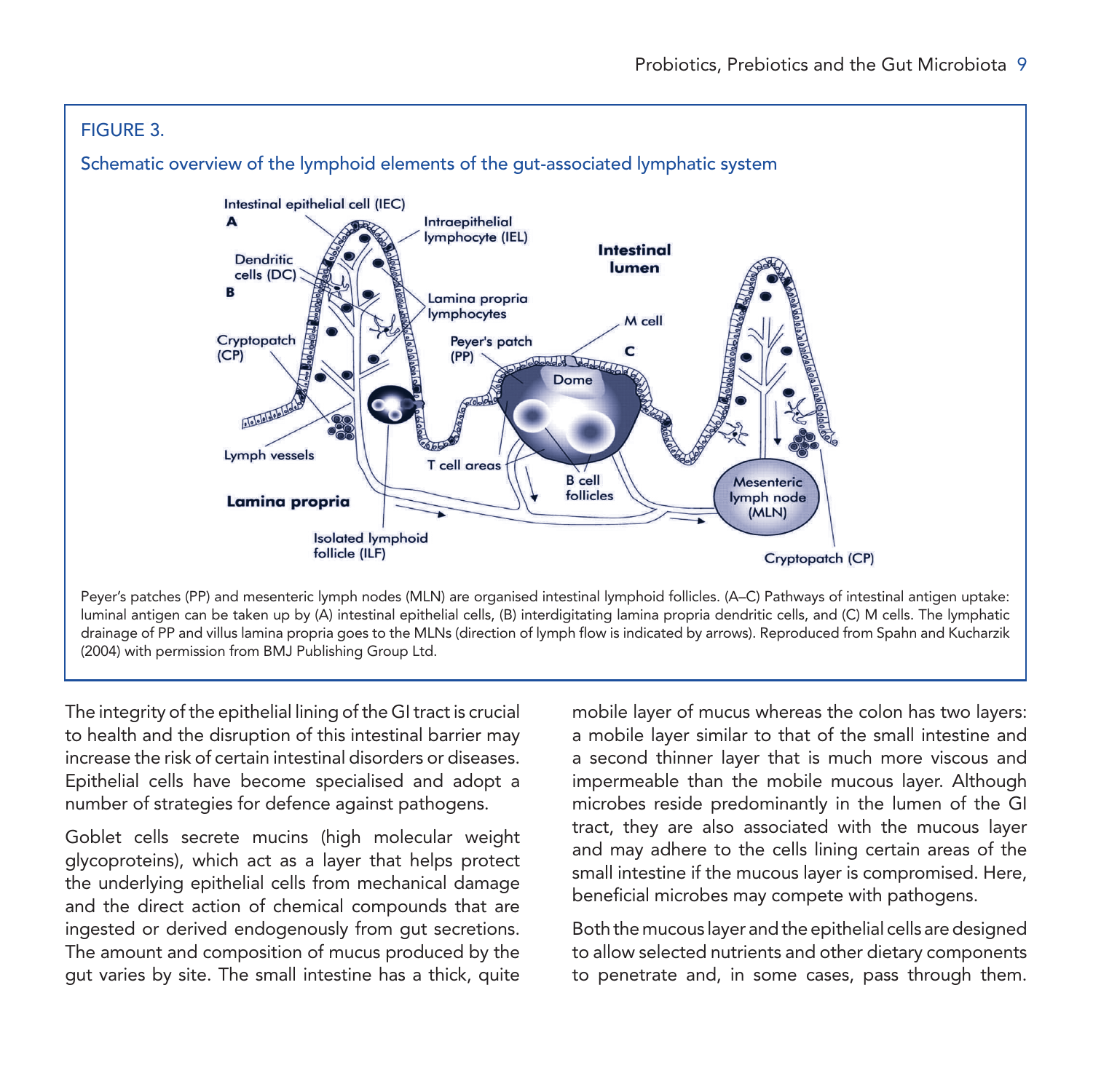FIGURE 3.

Schematic overview of the lymphoid elements of the gut-associated lymphatic system

Peyer's patches (PP) and mesenteric lymph nodes (MLN) are organised intestinal lymphoid follicles. (A–C) Pathways of intestinal antigen uptake: luminal antigen can be taken up by (A) intestinal epithelial cells, (B) interdigitating lamina propria dendritic cells, and (C) M cells. The lymphatic drainage of PP and villus lamina propria goes to the MLNs (direction of lymph flow is indicated by arrows). Reproduced from Spahn and Kucharzik (2004) with permission from BMJ Publishing Group Ltd.

The integrity of the epithelial lining of the GI tract is crucial to health and the disruption of this intestinal barrier may increase the risk of certain intestinal disorders or diseases. Epithelial cells have become specialised and adopt a number of strategies for defence against pathogens.

Goblet cells secrete mucins (high molecular weight glycoproteins), which act as a layer that helps protect the underlying epithelial cells from mechanical damage and the direct action of chemical compounds that are ingested or derived endogenously from gut secretions. The amount and composition of mucus produced by the gut varies by site. The small intestine has a thick, quite mobile layer of mucus whereas the colon has two layers: a mobile layer similar to that of the small intestine and a second thinner layer that is much more viscous and impermeable than the mobile mucous layer. Although microbes reside predominantly in the lumen of the GI tract, they are also associated with the mucous layer and may adhere to the cells lining certain areas of the small intestine if the mucous layer is compromised. Here, beneficial microbes may compete with pathogens.

Both the mucous layer and the epithelial cells are designed to allow selected nutrients and other dietary components to penetrate and, in some cases, pass through them.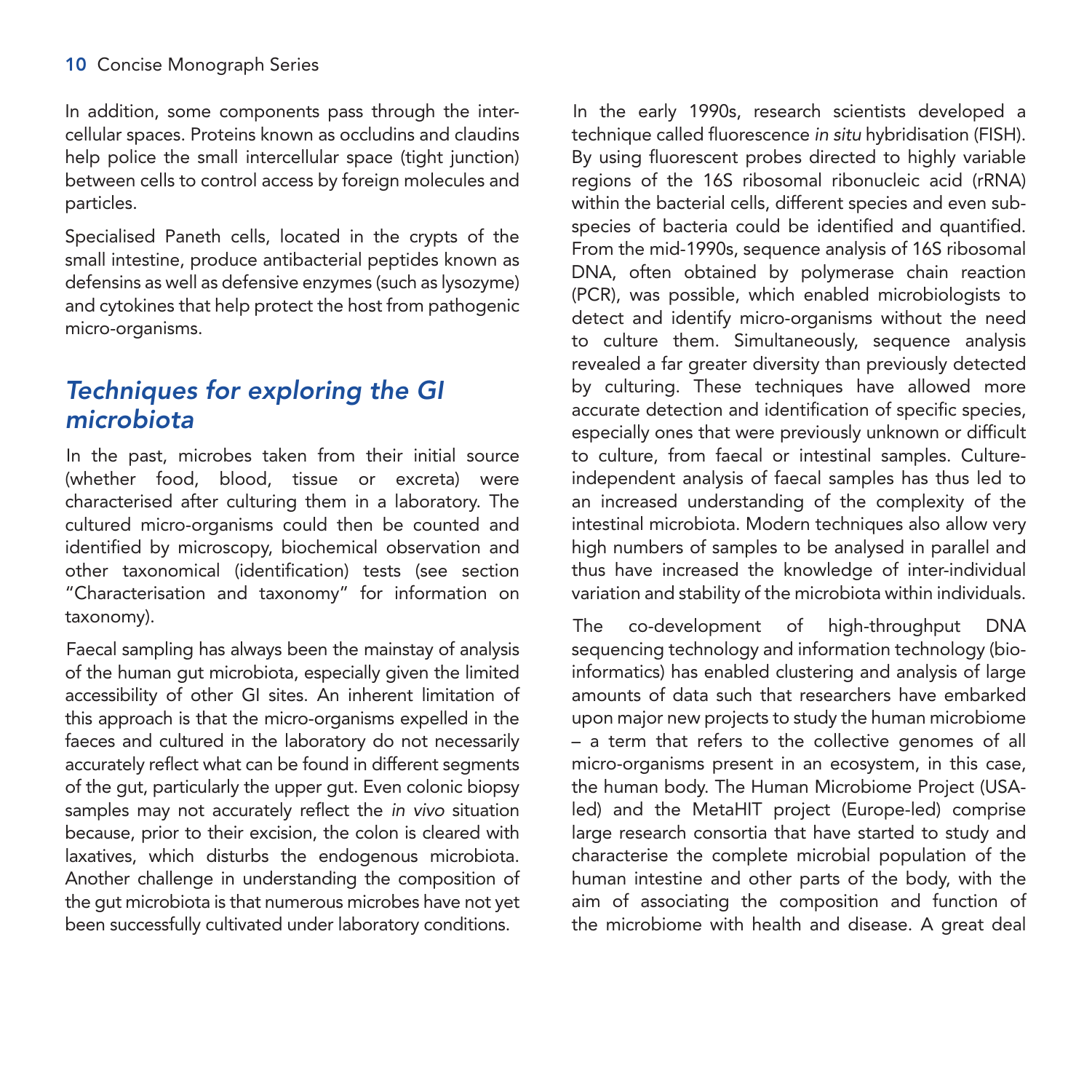In addition, some components pass through the intercellular spaces. Proteins known as occludins and claudins help police the small intercellular space (tight junction) between cells to control access by foreign molecules and particles.

Specialised Paneth cells, located in the crypts of the small intestine, produce antibacterial peptides known as defensins as well as defensive enzymes (such as lysozyme) and cytokines that help protect the host from pathogenic micro-organisms.

## *Techniques for exploring the GI microbiota*

In the past, microbes taken from their initial source (whether food, blood, tissue or excreta) were characterised after culturing them in a laboratory. The cultured micro-organisms could then be counted and identified by microscopy, biochemical observation and other taxonomical (identification) tests (see section "Characterisation and taxonomy" for information on taxonomy).

Faecal sampling has always been the mainstay of analysis of the human gut microbiota, especially given the limited accessibility of other GI sites. An inherent limitation of this approach is that the micro-organisms expelled in the faeces and cultured in the laboratory do not necessarily accurately reflect what can be found in different segments of the gut, particularly the upper gut. Even colonic biopsy samples may not accurately reflect the *in vivo* situation because, prior to their excision, the colon is cleared with laxatives, which disturbs the endogenous microbiota. Another challenge in understanding the composition of the gut microbiota is that numerous microbes have not yet been successfully cultivated under laboratory conditions.

In the early 1990s, research scientists developed a technique called fluorescence *in situ* hybridisation (FISH). By using fluorescent probes directed to highly variable regions of the 16S ribosomal ribonucleic acid (rRNA) within the bacterial cells, different species and even subspecies of bacteria could be identified and quantified. From the mid-1990s, sequence analysis of 16S ribosomal DNA, often obtained by polymerase chain reaction (PCR), was possible, which enabled microbiologists to detect and identify micro-organisms without the need to culture them. Simultaneously, sequence analysis revealed a far greater diversity than previously detected by culturing. These techniques have allowed more accurate detection and identification of specific species, especially ones that were previously unknown or difficult to culture, from faecal or intestinal samples. Culture-independent analysis of faecal samples has thus led to an increased understanding of the complexity of the intestinal microbiota. Modern techniques also allow very high numbers of samples to be analysed in parallel and thus have increased the knowledge of inter-individual variation and stability of the microbiota within individuals.

The co-development of high-throughput DNA sequencing technology and information technology (bioinformatics) has enabled clustering and analysis of large amounts of data such that researchers have embarked upon major new projects to study the human microbiome – a term that refers to the collective genomes of all micro-organisms present in an ecosystem, in this case, the human body. The Human Microbiome Project (USA-led) and the MetaHIT project (Europe-led) comprise large research consortia that have started to study and characterise the complete microbial population of the human intestine and other parts of the body, with the aim of associating the composition and function of the microbiome with health and disease. A great deal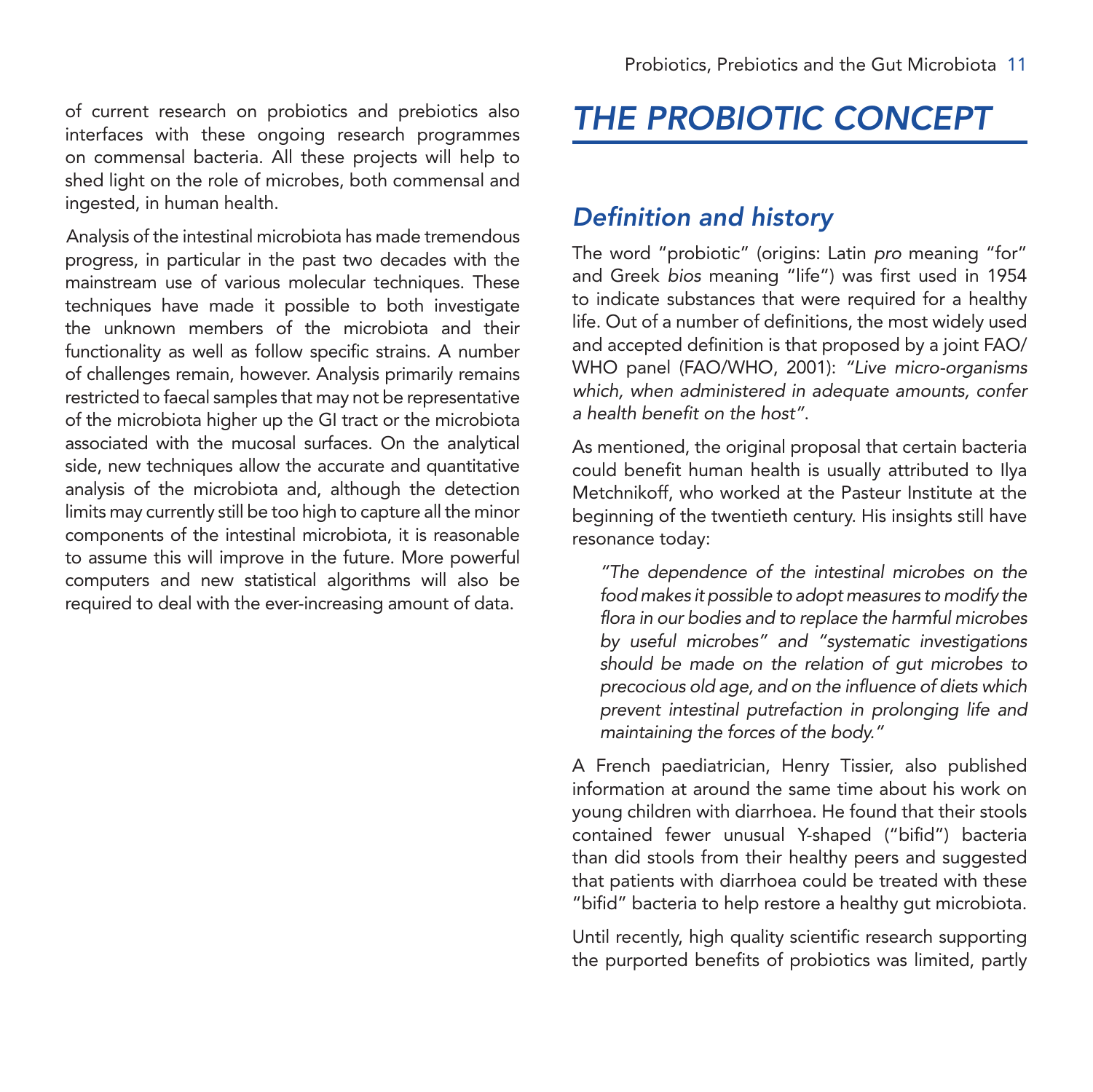of current research on probiotics and prebiotics also interfaces with these ongoing research programmes on commensal bacteria. All these projects will help to shed light on the role of microbes, both commensal and ingested, in human health.

Analysis of the intestinal microbiota has made tremendous progress, in particular in the past two decades with the mainstream use of various molecular techniques. These techniques have made it possible to both investigate the unknown members of the microbiota and their functionality as well as follow specific strains. A number of challenges remain, however. Analysis primarily remains restricted to faecal samples that may not be representative of the microbiota higher up the GI tract or the microbiota associated with the mucosal surfaces. On the analytical side, new techniques allow the accurate and quantitative analysis of the microbiota and, although the detection limits may currently still be too high to capture all the minor components of the intestinal microbiota, it is reasonable to assume this will improve in the future. More powerful computers and new statistical algorithms will also be required to deal with the ever-increasing amount of data.

# *THE PROBIOTIC CONCEPT*

## *Definition and history*

The word "probiotic" (origins: Latin *pro* meaning "for" and Greek *bios* meaning "life") was first used in 1954 to indicate substances that were required for a healthy life. Out of a number of definitions, the most widely used and accepted definition is that proposed by a joint FAO/WHO panel (FAO/WHO, 2001): *"Live micro-organisms which, when administered in adequate amounts, confer a health benefit on the host"*.

As mentioned, the original proposal that certain bacteria could benefit human health is usually attributed to Ilya Metchnikoff, who worked at the Pasteur Institute at the beginning of the twentieth century. His insights still have resonance today:

> *"The dependence of the intestinal microbes on the food makes it possible to adopt measures to modify the flora in our bodies and to replace the harmful microbes by useful microbes" and "systematic investigations should be made on the relation of gut microbes to precocious old age, and on the influence of diets which prevent intestinal putrefaction in prolonging life and maintaining the forces of the body."*

A French paediatrician, Henry Tissier, also published information at around the same time about his work on young children with diarrhoea. He found that their stools contained fewer unusual Y-shaped ("bifid") bacteria than did stools from their healthy peers and suggested that patients with diarrhoea could be treated with these "bifid" bacteria to help restore a healthy gut microbiota.

Until recently, high quality scientific research supporting the purported benefits of probiotics was limited, partly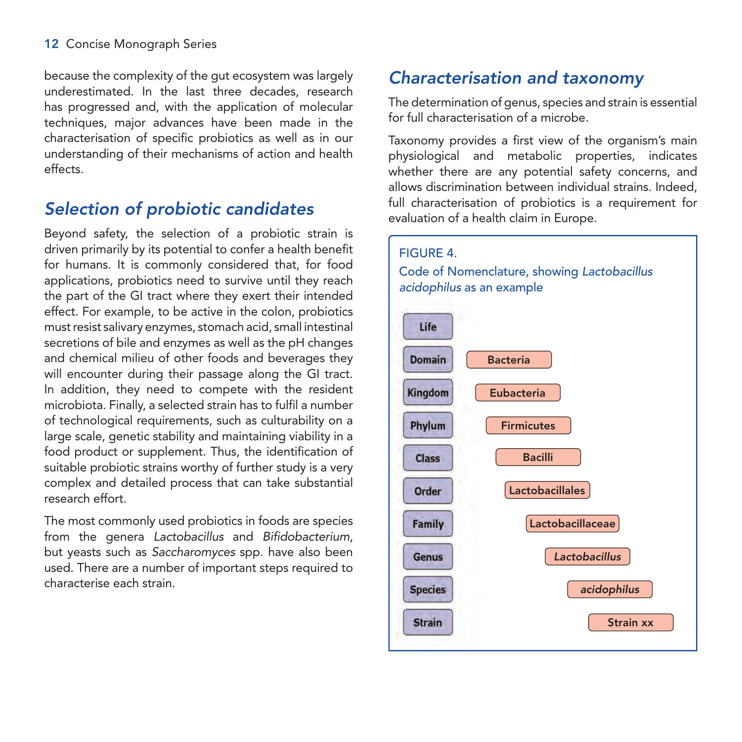because the complexity of the gut ecosystem was largely underestimated. In the last three decades, research has progressed and, with the application of molecular techniques, major advances have been made in the characterisation of specific probiotics as well as in our understanding of their mechanisms of action and health effects.

## *Selection of probiotic candidates*

Beyond safety, the selection of a probiotic strain is driven primarily by its potential to confer a health benefit for humans. It is commonly considered that, for food applications, probiotics need to survive until they reach the part of the GI tract where they exert their intended effect. For example, to be active in the colon, probiotics must resist salivary enzymes, stomach acid, small intestinal secretions of bile and enzymes as well as the pH changes and chemical milieu of other foods and beverages they will encounter during their passage along the GI tract. In addition, they need to compete with the resident microbiota. Finally, a selected strain has to fulfil a number of technological requirements, such as culturability on a large scale, genetic stability and maintaining viability in a food product or supplement. Thus, the identification of suitable probiotic strains worthy of further study is a very complex and detailed process that can take substantial research effort.

The most commonly used probiotics in foods are species from the genera *Lactobacillus* and *Bifidobacterium*, but yeasts such as *Saccharomyces* spp. have also been used. There are a number of important steps required to characterise each strain.

## *Characterisation and taxonomy*

The determination of genus, species and strain is essential for full characterisation of a microbe.

Taxonomy provides a first view of the organism's main physiological and metabolic properties, indicates whether there are any potential safety concerns, and allows discrimination between individual strains. Indeed, full characterisation of probiotics is a requirement for evaluation of a health claim in Europe.

FIGURE 4.
Code of Nomenclature, showing *Lactobacillus acidophilus* as an example

| Rank | Example |
|---|---|
| Life | |
| Domain | Bacteria |
| Kingdom | Eubacteria |
| Phylum | Firmicutes |
| Class | Bacilli |
| Order | Lactobacillales |
| Family | Lactobacillaceae |
| Genus | *Lactobacillus* |
| Species | *acidophilus* |
| Strain | Strain xx |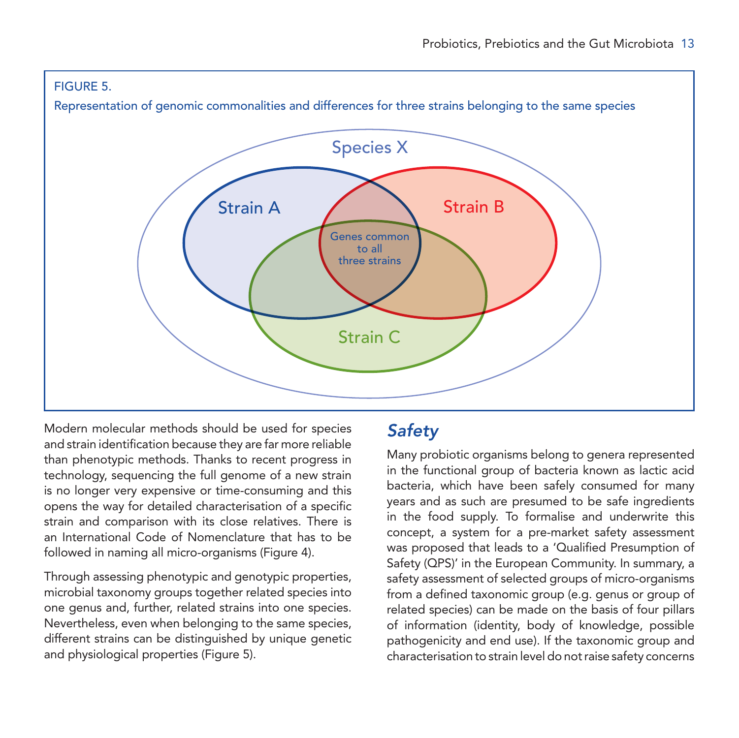FIGURE 5.

Representation of genomic commonalities and differences for three strains belonging to the same species

Species X

Strain A

Strain B

Strain C

Genes common to all three strains

Modern molecular methods should be used for species and strain identification because they are far more reliable than phenotypic methods. Thanks to recent progress in technology, sequencing the full genome of a new strain is no longer very expensive or time-consuming and this opens the way for detailed characterisation of a specific strain and comparison with its close relatives. There is an International Code of Nomenclature that has to be followed in naming all micro-organisms (Figure 4).

Through assessing phenotypic and genotypic properties, microbial taxonomy groups together related species into one genus and, further, related strains into one species. Nevertheless, even when belonging to the same species, different strains can be distinguished by unique genetic and physiological properties (Figure 5).

## *Safety*

Many probiotic organisms belong to genera represented in the functional group of bacteria known as lactic acid bacteria, which have been safely consumed for many years and as such are presumed to be safe ingredients in the food supply. To formalise and underwrite this concept, a system for a pre-market safety assessment was proposed that leads to a 'Qualified Presumption of Safety (QPS)' in the European Community. In summary, a safety assessment of selected groups of micro-organisms from a defined taxonomic group (e.g. genus or group of related species) can be made on the basis of four pillars of information (identity, body of knowledge, possible pathogenicity and end use). If the taxonomic group and characterisation to strain level do not raise safety concerns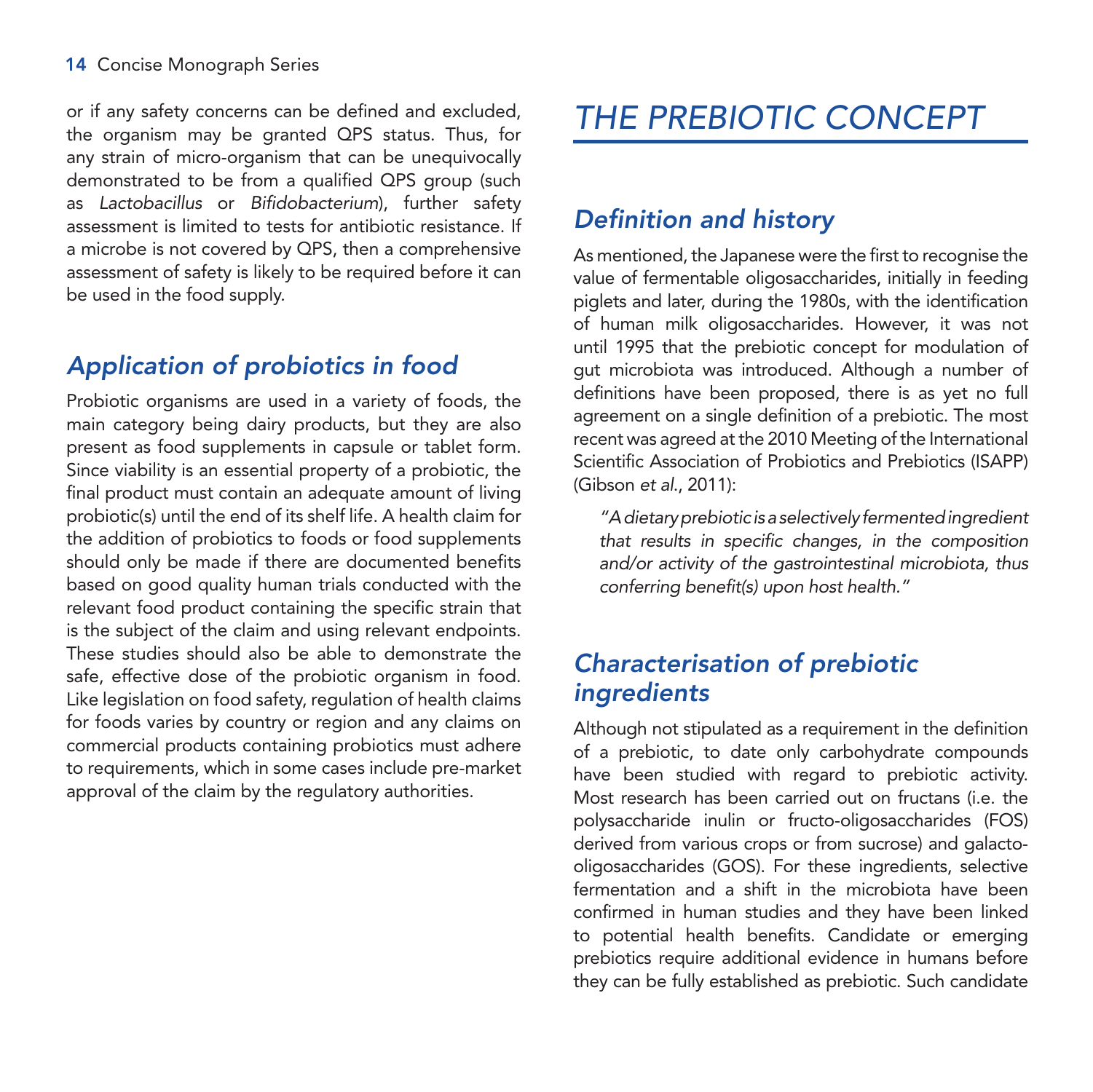or if any safety concerns can be defined and excluded, the organism may be granted QPS status. Thus, for any strain of micro-organism that can be unequivocally demonstrated to be from a qualified QPS group (such as *Lactobacillus* or *Bifidobacterium*), further safety assessment is limited to tests for antibiotic resistance. If a microbe is not covered by QPS, then a comprehensive assessment of safety is likely to be required before it can be used in the food supply.

## *Application of probiotics in food*

Probiotic organisms are used in a variety of foods, the main category being dairy products, but they are also present as food supplements in capsule or tablet form. Since viability is an essential property of a probiotic, the final product must contain an adequate amount of living probiotic(s) until the end of its shelf life. A health claim for the addition of probiotics to foods or food supplements should only be made if there are documented benefits based on good quality human trials conducted with the relevant food product containing the specific strain that is the subject of the claim and using relevant endpoints. These studies should also be able to demonstrate the safe, effective dose of the probiotic organism in food. Like legislation on food safety, regulation of health claims for foods varies by country or region and any claims on commercial products containing probiotics must adhere to requirements, which in some cases include pre-market approval of the claim by the regulatory authorities.

# *THE PREBIOTIC CONCEPT*

## *Definition and history*

As mentioned, the Japanese were the first to recognise the value of fermentable oligosaccharides, initially in feeding piglets and later, during the 1980s, with the identification of human milk oligosaccharides. However, it was not until 1995 that the prebiotic concept for modulation of gut microbiota was introduced. Although a number of definitions have been proposed, there is as yet no full agreement on a single definition of a prebiotic. The most recent was agreed at the 2010 Meeting of the International Scientific Association of Probiotics and Prebiotics (ISAPP) (Gibson *et al.*, 2011):

> *"A dietary prebiotic is a selectively fermented ingredient that results in specific changes, in the composition and/or activity of the gastrointestinal microbiota, thus conferring benefit(s) upon host health."*

## *Characterisation of prebiotic ingredients*

Although not stipulated as a requirement in the definition of a prebiotic, to date only carbohydrate compounds have been studied with regard to prebiotic activity. Most research has been carried out on fructans (i.e. the polysaccharide inulin or fructo-oligosaccharides (FOS) derived from various crops or from sucrose) and galacto-oligosaccharides (GOS). For these ingredients, selective fermentation and a shift in the microbiota have been confirmed in human studies and they have been linked to potential health benefits. Candidate or emerging prebiotics require additional evidence in humans before they can be fully established as prebiotic. Such candidate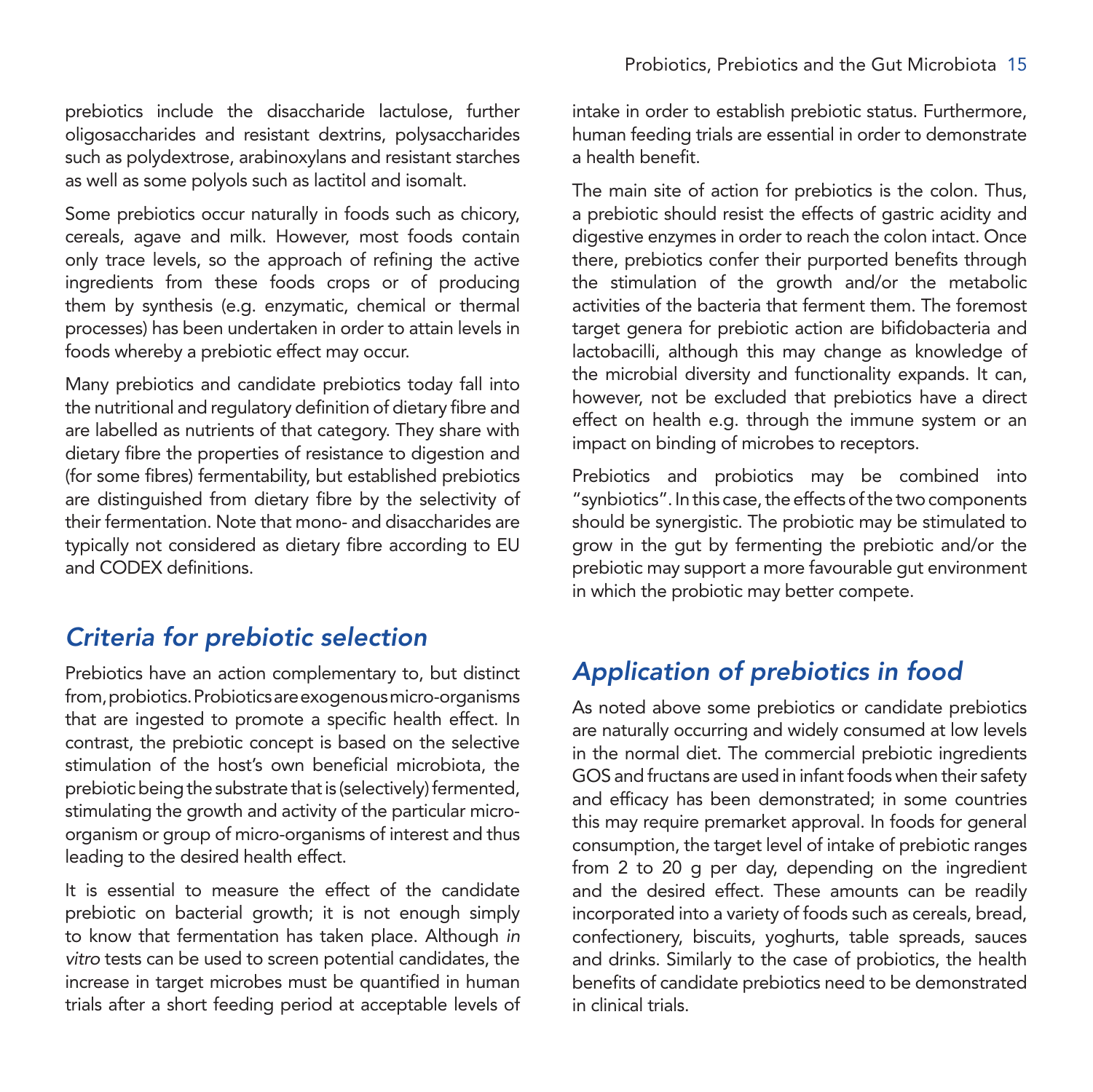prebiotics include the disaccharide lactulose, further oligosaccharides and resistant dextrins, polysaccharides such as polydextrose, arabinoxylans and resistant starches as well as some polyols such as lactitol and isomalt.

Some prebiotics occur naturally in foods such as chicory, cereals, agave and milk. However, most foods contain only trace levels, so the approach of refining the active ingredients from these foods crops or of producing them by synthesis (e.g. enzymatic, chemical or thermal processes) has been undertaken in order to attain levels in foods whereby a prebiotic effect may occur.

Many prebiotics and candidate prebiotics today fall into the nutritional and regulatory definition of dietary fibre and are labelled as nutrients of that category. They share with dietary fibre the properties of resistance to digestion and (for some fibres) fermentability, but established prebiotics are distinguished from dietary fibre by the selectivity of their fermentation. Note that mono- and disaccharides are typically not considered as dietary fibre according to EU and CODEX definitions.

## *Criteria for prebiotic selection*

Prebiotics have an action complementary to, but distinct from, probiotics. Probiotics are exogenous micro-organisms that are ingested to promote a specific health effect. In contrast, the prebiotic concept is based on the selective stimulation of the host's own beneficial microbiota, the prebiotic being the substrate that is (selectively) fermented, stimulating the growth and activity of the particular micro-organism or group of micro-organisms of interest and thus leading to the desired health effect.

It is essential to measure the effect of the candidate prebiotic on bacterial growth; it is not enough simply to know that fermentation has taken place. Although *in vitro* tests can be used to screen potential candidates, the increase in target microbes must be quantified in human trials after a short feeding period at acceptable levels of intake in order to establish prebiotic status. Furthermore, human feeding trials are essential in order to demonstrate a health benefit.

The main site of action for prebiotics is the colon. Thus, a prebiotic should resist the effects of gastric acidity and digestive enzymes in order to reach the colon intact. Once there, prebiotics confer their purported benefits through the stimulation of the growth and/or the metabolic activities of the bacteria that ferment them. The foremost target genera for prebiotic action are bifidobacteria and lactobacilli, although this may change as knowledge of the microbial diversity and functionality expands. It can, however, not be excluded that prebiotics have a direct effect on health e.g. through the immune system or an impact on binding of microbes to receptors.

Prebiotics and probiotics may be combined into "synbiotics". In this case, the effects of the two components should be synergistic. The probiotic may be stimulated to grow in the gut by fermenting the prebiotic and/or the prebiotic may support a more favourable gut environment in which the probiotic may better compete.

## *Application of prebiotics in food*

As noted above some prebiotics or candidate prebiotics are naturally occurring and widely consumed at low levels in the normal diet. The commercial prebiotic ingredients GOS and fructans are used in infant foods when their safety and efficacy has been demonstrated; in some countries this may require premarket approval. In foods for general consumption, the target level of intake of prebiotic ranges from 2 to 20 g per day, depending on the ingredient and the desired effect. These amounts can be readily incorporated into a variety of foods such as cereals, bread, confectionery, biscuits, yoghurts, table spreads, sauces and drinks. Similarly to the case of probiotics, the health benefits of candidate prebiotics need to be demonstrated in clinical trials.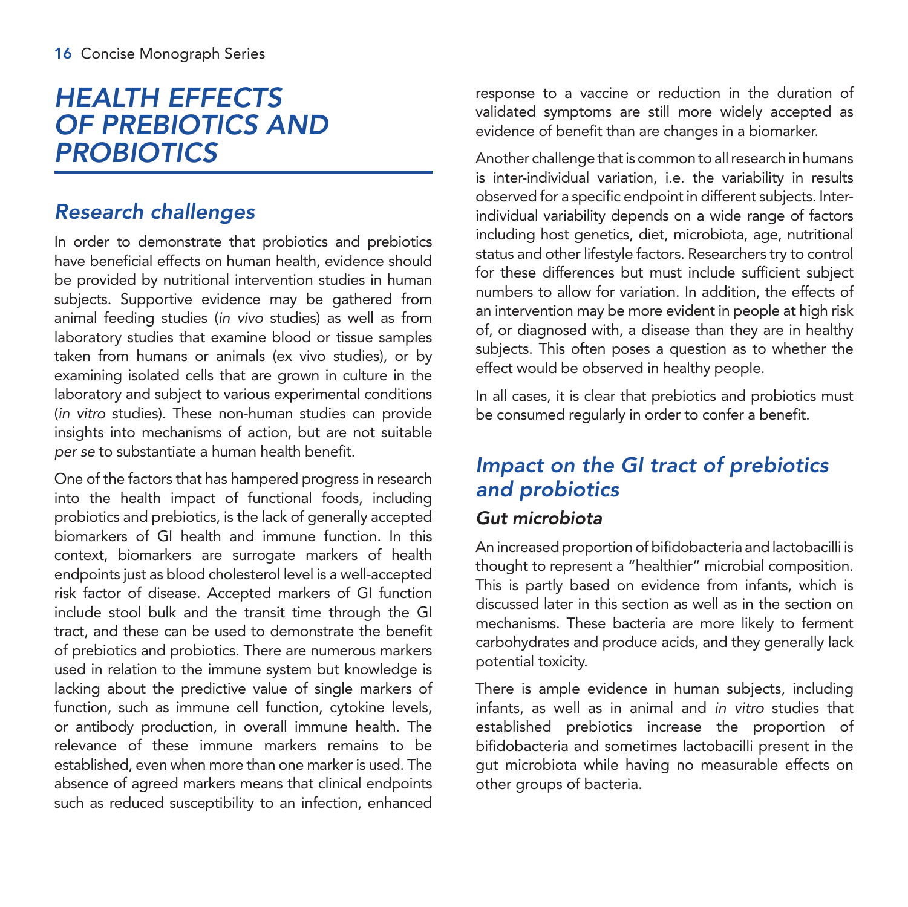# *HEALTH EFFECTS OF PREBIOTICS AND PROBIOTICS*

## *Research challenges*

In order to demonstrate that probiotics and prebiotics have beneficial effects on human health, evidence should be provided by nutritional intervention studies in human subjects. Supportive evidence may be gathered from animal feeding studies (*in vivo* studies) as well as from laboratory studies that examine blood or tissue samples taken from humans or animals (ex vivo studies), or by examining isolated cells that are grown in culture in the laboratory and subject to various experimental conditions (*in vitro* studies). These non-human studies can provide insights into mechanisms of action, but are not suitable *per se* to substantiate a human health benefit.

One of the factors that has hampered progress in research into the health impact of functional foods, including probiotics and prebiotics, is the lack of generally accepted biomarkers of GI health and immune function. In this context, biomarkers are surrogate markers of health endpoints just as blood cholesterol level is a well-accepted risk factor of disease. Accepted markers of GI function include stool bulk and the transit time through the GI tract, and these can be used to demonstrate the benefit of prebiotics and probiotics. There are numerous markers used in relation to the immune system but knowledge is lacking about the predictive value of single markers of function, such as immune cell function, cytokine levels, or antibody production, in overall immune health. The relevance of these immune markers remains to be established, even when more than one marker is used. The absence of agreed markers means that clinical endpoints such as reduced susceptibility to an infection, enhanced response to a vaccine or reduction in the duration of validated symptoms are still more widely accepted as evidence of benefit than are changes in a biomarker.

Another challenge that is common to all research in humans is inter-individual variation, i.e. the variability in results observed for a specific endpoint in different subjects. Inter-individual variability depends on a wide range of factors including host genetics, diet, microbiota, age, nutritional status and other lifestyle factors. Researchers try to control for these differences but must include sufficient subject numbers to allow for variation. In addition, the effects of an intervention may be more evident in people at high risk of, or diagnosed with, a disease than they are in healthy subjects. This often poses a question as to whether the effect would be observed in healthy people.

In all cases, it is clear that prebiotics and probiotics must be consumed regularly in order to confer a benefit.

## *Impact on the GI tract of prebiotics and probiotics*

### *Gut microbiota*

An increased proportion of bifidobacteria and lactobacilli is thought to represent a "healthier" microbial composition. This is partly based on evidence from infants, which is discussed later in this section as well as in the section on mechanisms. These bacteria are more likely to ferment carbohydrates and produce acids, and they generally lack potential toxicity.

There is ample evidence in human subjects, including infants, as well as in animal and *in vitro* studies that established prebiotics increase the proportion of bifidobacteria and sometimes lactobacilli present in the gut microbiota while having no measurable effects on other groups of bacteria.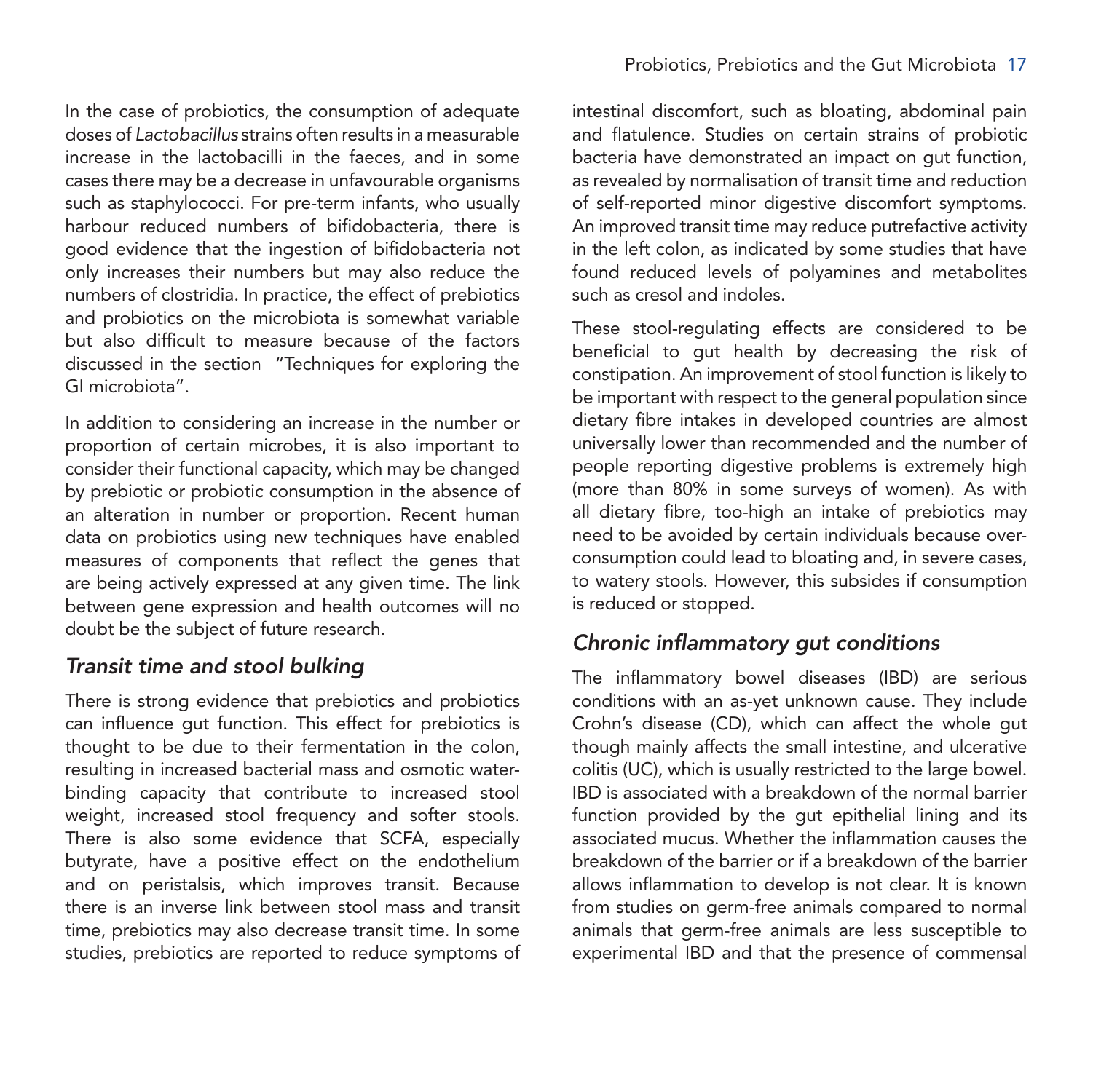In the case of probiotics, the consumption of adequate doses of *Lactobacillus* strains often results in a measurable increase in the lactobacilli in the faeces, and in some cases there may be a decrease in unfavourable organisms such as staphylococci. For pre-term infants, who usually harbour reduced numbers of bifidobacteria, there is good evidence that the ingestion of bifidobacteria not only increases their numbers but may also reduce the numbers of clostridia. In practice, the effect of prebiotics and probiotics on the microbiota is somewhat variable but also difficult to measure because of the factors discussed in the section "Techniques for exploring the GI microbiota".

In addition to considering an increase in the number or proportion of certain microbes, it is also important to consider their functional capacity, which may be changed by prebiotic or probiotic consumption in the absence of an alteration in number or proportion. Recent human data on probiotics using new techniques have enabled measures of components that reflect the genes that are being actively expressed at any given time. The link between gene expression and health outcomes will no doubt be the subject of future research.

### *Transit time and stool bulking*

There is strong evidence that prebiotics and probiotics can influence gut function. This effect for prebiotics is thought to be due to their fermentation in the colon, resulting in increased bacterial mass and osmotic water-binding capacity that contribute to increased stool weight, increased stool frequency and softer stools. There is also some evidence that SCFA, especially butyrate, have a positive effect on the endothelium and on peristalsis, which improves transit. Because there is an inverse link between stool mass and transit time, prebiotics may also decrease transit time. In some studies, prebiotics are reported to reduce symptoms of intestinal discomfort, such as bloating, abdominal pain and flatulence. Studies on certain strains of probiotic bacteria have demonstrated an impact on gut function, as revealed by normalisation of transit time and reduction of self-reported minor digestive discomfort symptoms. An improved transit time may reduce putrefactive activity in the left colon, as indicated by some studies that have found reduced levels of polyamines and metabolites such as cresol and indoles.

These stool-regulating effects are considered to be beneficial to gut health by decreasing the risk of constipation. An improvement of stool function is likely to be important with respect to the general population since dietary fibre intakes in developed countries are almost universally lower than recommended and the number of people reporting digestive problems is extremely high (more than 80% in some surveys of women). As with all dietary fibre, too-high an intake of prebiotics may need to be avoided by certain individuals because over-consumption could lead to bloating and, in severe cases, to watery stools. However, this subsides if consumption is reduced or stopped.

### *Chronic inflammatory gut conditions*

The inflammatory bowel diseases (IBD) are serious conditions with an as-yet unknown cause. They include Crohn's disease (CD), which can affect the whole gut though mainly affects the small intestine, and ulcerative colitis (UC), which is usually restricted to the large bowel. IBD is associated with a breakdown of the normal barrier function provided by the gut epithelial lining and its associated mucus. Whether the inflammation causes the breakdown of the barrier or if a breakdown of the barrier allows inflammation to develop is not clear. It is known from studies on germ-free animals compared to normal animals that germ-free animals are less susceptible to experimental IBD and that the presence of commensal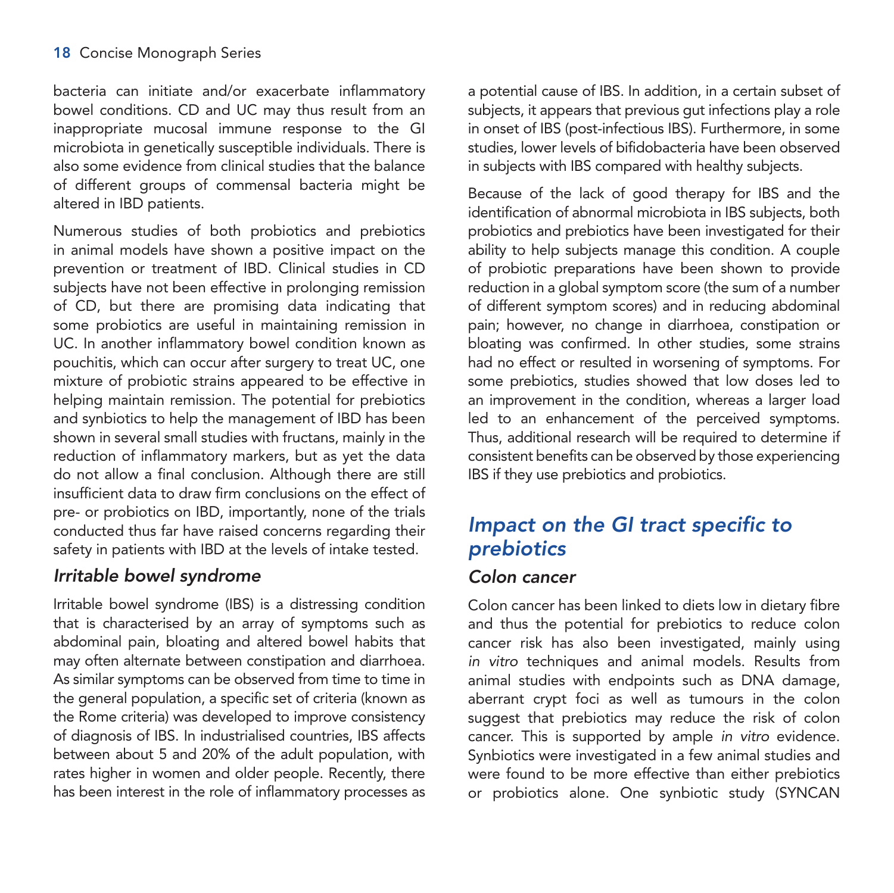bacteria can initiate and/or exacerbate inflammatory bowel conditions. CD and UC may thus result from an inappropriate mucosal immune response to the GI microbiota in genetically susceptible individuals. There is also some evidence from clinical studies that the balance of different groups of commensal bacteria might be altered in IBD patients.

Numerous studies of both probiotics and prebiotics in animal models have shown a positive impact on the prevention or treatment of IBD. Clinical studies in CD subjects have not been effective in prolonging remission of CD, but there are promising data indicating that some probiotics are useful in maintaining remission in UC. In another inflammatory bowel condition known as pouchitis, which can occur after surgery to treat UC, one mixture of probiotic strains appeared to be effective in helping maintain remission. The potential for prebiotics and synbiotics to help the management of IBD has been shown in several small studies with fructans, mainly in the reduction of inflammatory markers, but as yet the data do not allow a final conclusion. Although there are still insufficient data to draw firm conclusions on the effect of pre- or probiotics on IBD, importantly, none of the trials conducted thus far have raised concerns regarding their safety in patients with IBD at the levels of intake tested.

### *Irritable bowel syndrome*

Irritable bowel syndrome (IBS) is a distressing condition that is characterised by an array of symptoms such as abdominal pain, bloating and altered bowel habits that may often alternate between constipation and diarrhoea. As similar symptoms can be observed from time to time in the general population, a specific set of criteria (known as the Rome criteria) was developed to improve consistency of diagnosis of IBS. In industrialised countries, IBS affects between about 5 and 20% of the adult population, with rates higher in women and older people. Recently, there has been interest in the role of inflammatory processes as a potential cause of IBS. In addition, in a certain subset of subjects, it appears that previous gut infections play a role in onset of IBS (post-infectious IBS). Furthermore, in some studies, lower levels of bifidobacteria have been observed in subjects with IBS compared with healthy subjects.

Because of the lack of good therapy for IBS and the identification of abnormal microbiota in IBS subjects, both probiotics and prebiotics have been investigated for their ability to help subjects manage this condition. A couple of probiotic preparations have been shown to provide reduction in a global symptom score (the sum of a number of different symptom scores) and in reducing abdominal pain; however, no change in diarrhoea, constipation or bloating was confirmed. In other studies, some strains had no effect or resulted in worsening of symptoms. For some prebiotics, studies showed that low doses led to an improvement in the condition, whereas a larger load led to an enhancement of the perceived symptoms. Thus, additional research will be required to determine if consistent benefits can be observed by those experiencing IBS if they use prebiotics and probiotics.

## *Impact on the GI tract specific to prebiotics*

### *Colon cancer*

Colon cancer has been linked to diets low in dietary fibre and thus the potential for prebiotics to reduce colon cancer risk has also been investigated, mainly using *in vitro* techniques and animal models. Results from animal studies with endpoints such as DNA damage, aberrant crypt foci as well as tumours in the colon suggest that prebiotics may reduce the risk of colon cancer. This is supported by ample *in vitro* evidence. Synbiotics were investigated in a few animal studies and were found to be more effective than either prebiotics or probiotics alone. One synbiotic study (SYNCAN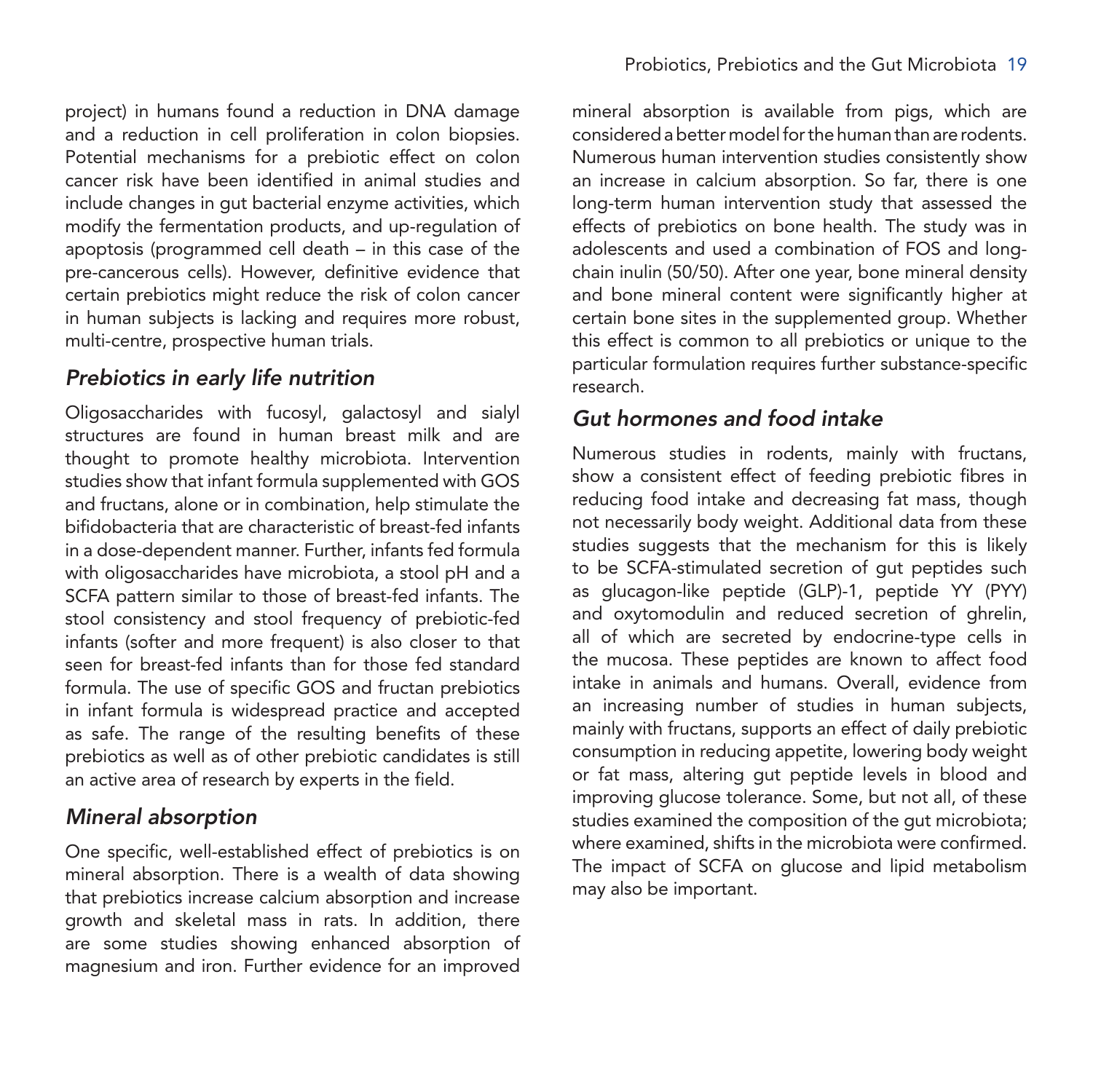project) in humans found a reduction in DNA damage and a reduction in cell proliferation in colon biopsies. Potential mechanisms for a prebiotic effect on colon cancer risk have been identified in animal studies and include changes in gut bacterial enzyme activities, which modify the fermentation products, and up-regulation of apoptosis (programmed cell death – in this case of the pre-cancerous cells). However, definitive evidence that certain prebiotics might reduce the risk of colon cancer in human subjects is lacking and requires more robust, multi-centre, prospective human trials.

### *Prebiotics in early life nutrition*

Oligosaccharides with fucosyl, galactosyl and sialyl structures are found in human breast milk and are thought to promote healthy microbiota. Intervention studies show that infant formula supplemented with GOS and fructans, alone or in combination, help stimulate the bifidobacteria that are characteristic of breast-fed infants in a dose-dependent manner. Further, infants fed formula with oligosaccharides have microbiota, a stool pH and a SCFA pattern similar to those of breast-fed infants. The stool consistency and stool frequency of prebiotic-fed infants (softer and more frequent) is also closer to that seen for breast-fed infants than for those fed standard formula. The use of specific GOS and fructan prebiotics in infant formula is widespread practice and accepted as safe. The range of the resulting benefits of these prebiotics as well as of other prebiotic candidates is still an active area of research by experts in the field.

### *Mineral absorption*

One specific, well-established effect of prebiotics is on mineral absorption. There is a wealth of data showing that prebiotics increase calcium absorption and increase growth and skeletal mass in rats. In addition, there are some studies showing enhanced absorption of magnesium and iron. Further evidence for an improved mineral absorption is available from pigs, which are considered a better model for the human than are rodents. Numerous human intervention studies consistently show an increase in calcium absorption. So far, there is one long-term human intervention study that assessed the effects of prebiotics on bone health. The study was in adolescents and used a combination of FOS and long-chain inulin (50/50). After one year, bone mineral density and bone mineral content were significantly higher at certain bone sites in the supplemented group. Whether this effect is common to all prebiotics or unique to the particular formulation requires further substance-specific research.

### *Gut hormones and food intake*

Numerous studies in rodents, mainly with fructans, show a consistent effect of feeding prebiotic fibres in reducing food intake and decreasing fat mass, though not necessarily body weight. Additional data from these studies suggests that the mechanism for this is likely to be SCFA-stimulated secretion of gut peptides such as glucagon-like peptide (GLP)-1, peptide YY (PYY) and oxytomodulin and reduced secretion of ghrelin, all of which are secreted by endocrine-type cells in the mucosa. These peptides are known to affect food intake in animals and humans. Overall, evidence from an increasing number of studies in human subjects, mainly with fructans, supports an effect of daily prebiotic consumption in reducing appetite, lowering body weight or fat mass, altering gut peptide levels in blood and improving glucose tolerance. Some, but not all, of these studies examined the composition of the gut microbiota; where examined, shifts in the microbiota were confirmed. The impact of SCFA on glucose and lipid metabolism may also be important.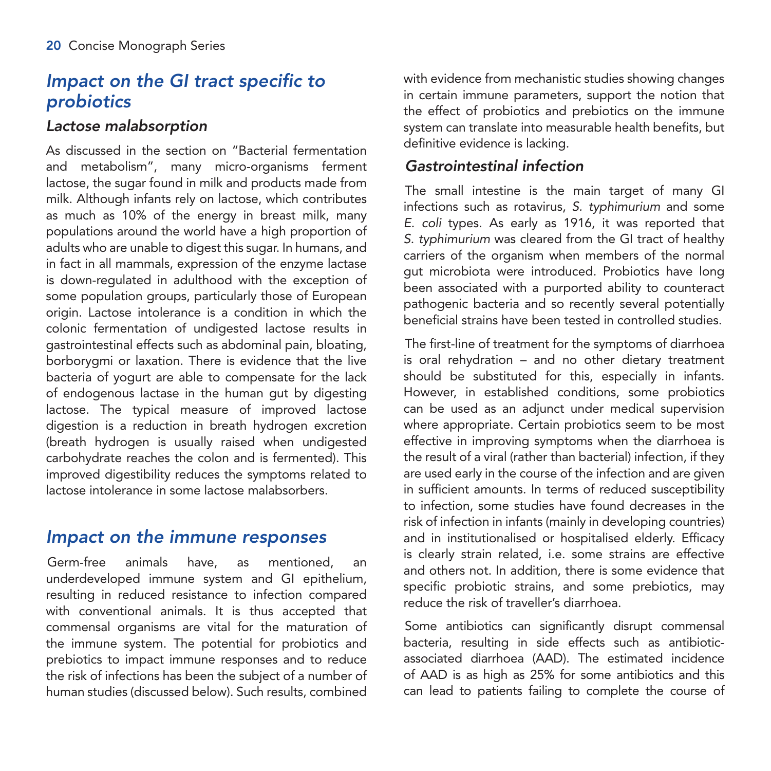## *Impact on the GI tract specific to probiotics*

### *Lactose malabsorption*

As discussed in the section on "Bacterial fermentation and metabolism", many micro-organisms ferment lactose, the sugar found in milk and products made from milk. Although infants rely on lactose, which contributes as much as 10% of the energy in breast milk, many populations around the world have a high proportion of adults who are unable to digest this sugar. In humans, and in fact in all mammals, expression of the enzyme lactase is down-regulated in adulthood with the exception of some population groups, particularly those of European origin. Lactose intolerance is a condition in which the colonic fermentation of undigested lactose results in gastrointestinal effects such as abdominal pain, bloating, borborygmi or laxation. There is evidence that the live bacteria of yogurt are able to compensate for the lack of endogenous lactase in the human gut by digesting lactose. The typical measure of improved lactose digestion is a reduction in breath hydrogen excretion (breath hydrogen is usually raised when undigested carbohydrate reaches the colon and is fermented). This improved digestibility reduces the symptoms related to lactose intolerance in some lactose malabsorbers.

## *Impact on the immune responses*

Germ-free animals have, as mentioned, an underdeveloped immune system and GI epithelium, resulting in reduced resistance to infection compared with conventional animals. It is thus accepted that commensal organisms are vital for the maturation of the immune system. The potential for probiotics and prebiotics to impact immune responses and to reduce the risk of infections has been the subject of a number of human studies (discussed below). Such results, combined with evidence from mechanistic studies showing changes in certain immune parameters, support the notion that the effect of probiotics and prebiotics on the immune system can translate into measurable health benefits, but definitive evidence is lacking.

### *Gastrointestinal infection*

The small intestine is the main target of many GI infections such as rotavirus, *S. typhimurium* and some *E. coli* types. As early as 1916, it was reported that *S. typhimurium* was cleared from the GI tract of healthy carriers of the organism when members of the normal gut microbiota were introduced. Probiotics have long been associated with a purported ability to counteract pathogenic bacteria and so recently several potentially beneficial strains have been tested in controlled studies.

The first-line of treatment for the symptoms of diarrhoea is oral rehydration – and no other dietary treatment should be substituted for this, especially in infants. However, in established conditions, some probiotics can be used as an adjunct under medical supervision where appropriate. Certain probiotics seem to be most effective in improving symptoms when the diarrhoea is the result of a viral (rather than bacterial) infection, if they are used early in the course of the infection and are given in sufficient amounts. In terms of reduced susceptibility to infection, some studies have found decreases in the risk of infection in infants (mainly in developing countries) and in institutionalised or hospitalised elderly. Efficacy is clearly strain related, i.e. some strains are effective and others not. In addition, there is some evidence that specific probiotic strains, and some prebiotics, may reduce the risk of traveller's diarrhoea.

Some antibiotics can significantly disrupt commensal bacteria, resulting in side effects such as antibiotic-associated diarrhoea (AAD). The estimated incidence of AAD is as high as 25% for some antibiotics and this can lead to patients failing to complete the course of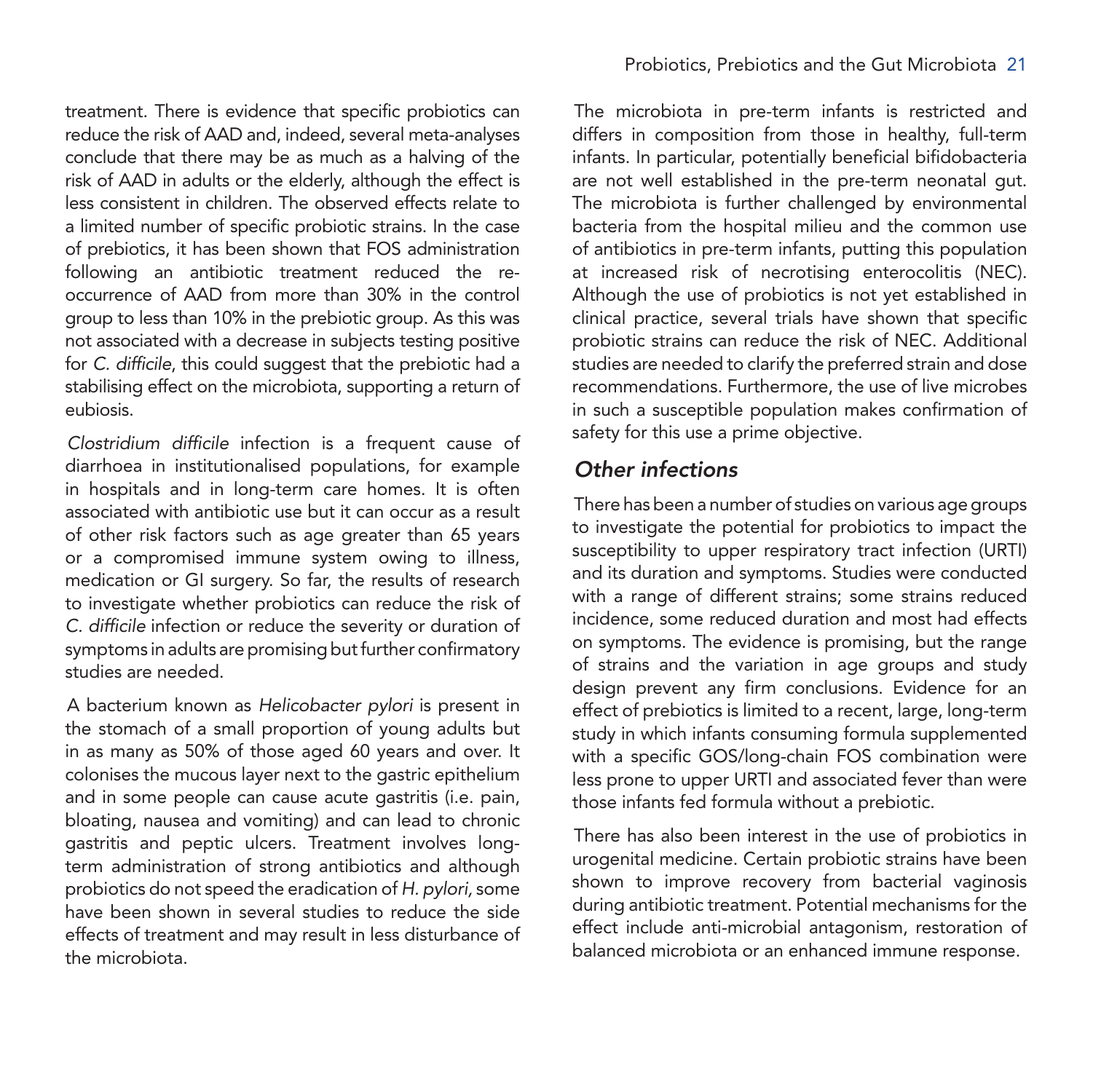treatment. There is evidence that specific probiotics can reduce the risk of AAD and, indeed, several meta-analyses conclude that there may be as much as a halving of the risk of AAD in adults or the elderly, although the effect is less consistent in children. The observed effects relate to a limited number of specific probiotic strains. In the case of prebiotics, it has been shown that FOS administration following an antibiotic treatment reduced the re-occurrence of AAD from more than 30% in the control group to less than 10% in the prebiotic group. As this was not associated with a decrease in subjects testing positive for *C. difficile*, this could suggest that the prebiotic had a stabilising effect on the microbiota, supporting a return of eubiosis.

*Clostridium difficile* infection is a frequent cause of diarrhoea in institutionalised populations, for example in hospitals and in long-term care homes. It is often associated with antibiotic use but it can occur as a result of other risk factors such as age greater than 65 years or a compromised immune system owing to illness, medication or GI surgery. So far, the results of research to investigate whether probiotics can reduce the risk of *C. difficile* infection or reduce the severity or duration of symptoms in adults are promising but further confirmatory studies are needed.

A bacterium known as *Helicobacter pylori* is present in the stomach of a small proportion of young adults but in as many as 50% of those aged 60 years and over. It colonises the mucous layer next to the gastric epithelium and in some people can cause acute gastritis (i.e. pain, bloating, nausea and vomiting) and can lead to chronic gastritis and peptic ulcers. Treatment involves long-term administration of strong antibiotics and although probiotics do not speed the eradication of *H. pylori,* some have been shown in several studies to reduce the side effects of treatment and may result in less disturbance of the microbiota.

The microbiota in pre-term infants is restricted and differs in composition from those in healthy, full-term infants. In particular, potentially beneficial bifidobacteria are not well established in the pre-term neonatal gut. The microbiota is further challenged by environmental bacteria from the hospital milieu and the common use of antibiotics in pre-term infants, putting this population at increased risk of necrotising enterocolitis (NEC). Although the use of probiotics is not yet established in clinical practice, several trials have shown that specific probiotic strains can reduce the risk of NEC. Additional studies are needed to clarify the preferred strain and dose recommendations. Furthermore, the use of live microbes in such a susceptible population makes confirmation of safety for this use a prime objective.

### *Other infections*

There has been a number of studies on various age groups to investigate the potential for probiotics to impact the susceptibility to upper respiratory tract infection (URTI) and its duration and symptoms. Studies were conducted with a range of different strains; some strains reduced incidence, some reduced duration and most had effects on symptoms. The evidence is promising, but the range of strains and the variation in age groups and study design prevent any firm conclusions. Evidence for an effect of prebiotics is limited to a recent, large, long-term study in which infants consuming formula supplemented with a specific GOS/long-chain FOS combination were less prone to upper URTI and associated fever than were those infants fed formula without a prebiotic.

There has also been interest in the use of probiotics in urogenital medicine. Certain probiotic strains have been shown to improve recovery from bacterial vaginosis during antibiotic treatment. Potential mechanisms for the effect include anti-microbial antagonism, restoration of balanced microbiota or an enhanced immune response.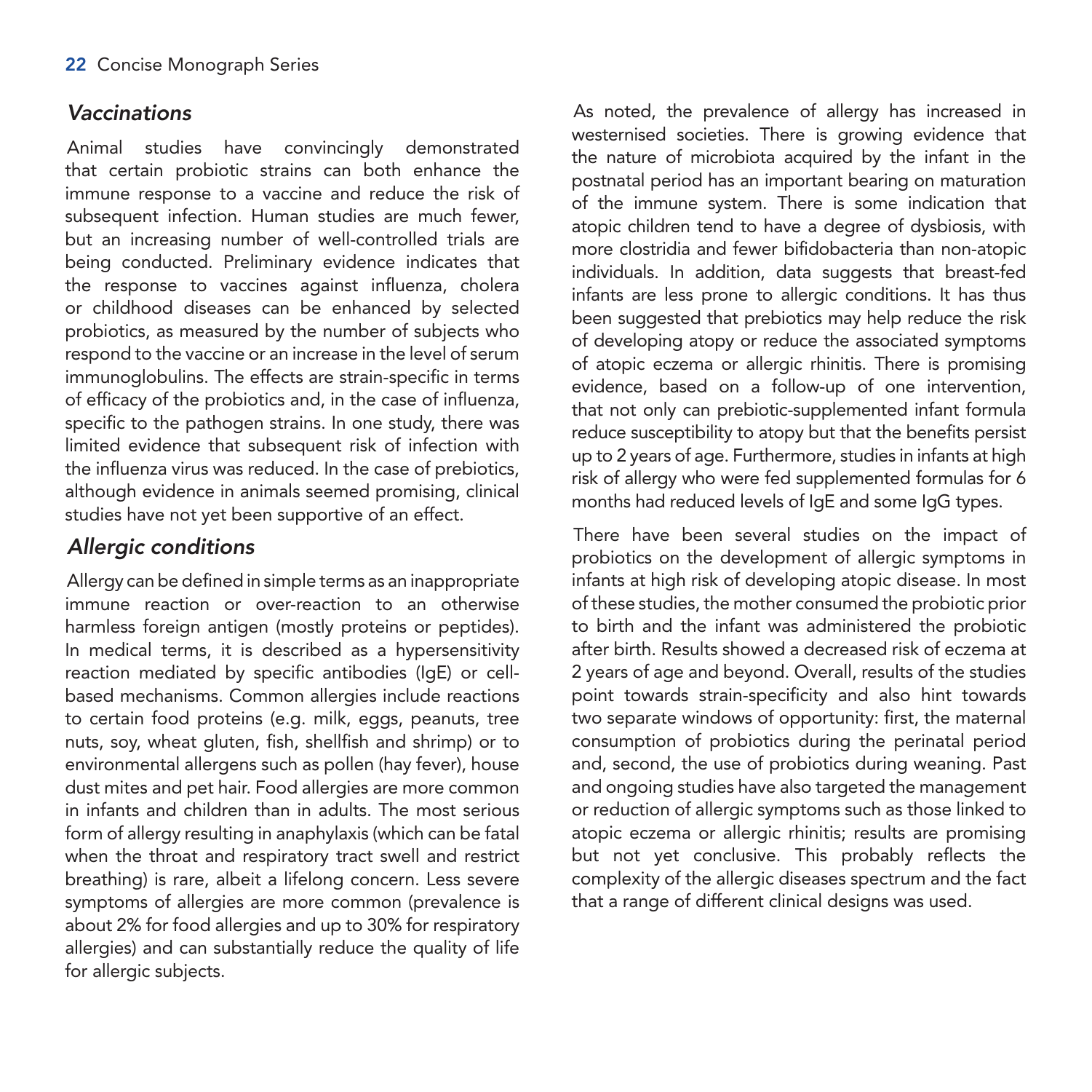## *Vaccinations*

Animal studies have convincingly demonstrated that certain probiotic strains can both enhance the immune response to a vaccine and reduce the risk of subsequent infection. Human studies are much fewer, but an increasing number of well-controlled trials are being conducted. Preliminary evidence indicates that the response to vaccines against influenza, cholera or childhood diseases can be enhanced by selected probiotics, as measured by the number of subjects who respond to the vaccine or an increase in the level of serum immunoglobulins. The effects are strain-specific in terms of efficacy of the probiotics and, in the case of influenza, specific to the pathogen strains. In one study, there was limited evidence that subsequent risk of infection with the influenza virus was reduced. In the case of prebiotics, although evidence in animals seemed promising, clinical studies have not yet been supportive of an effect.

## *Allergic conditions*

Allergy can be defined in simple terms as an inappropriate immune reaction or over-reaction to an otherwise harmless foreign antigen (mostly proteins or peptides). In medical terms, it is described as a hypersensitivity reaction mediated by specific antibodies (IgE) or cell-based mechanisms. Common allergies include reactions to certain food proteins (e.g. milk, eggs, peanuts, tree nuts, soy, wheat gluten, fish, shellfish and shrimp) or to environmental allergens such as pollen (hay fever), house dust mites and pet hair. Food allergies are more common in infants and children than in adults. The most serious form of allergy resulting in anaphylaxis (which can be fatal when the throat and respiratory tract swell and restrict breathing) is rare, albeit a lifelong concern. Less severe symptoms of allergies are more common (prevalence is about 2% for food allergies and up to 30% for respiratory allergies) and can substantially reduce the quality of life for allergic subjects.

As noted, the prevalence of allergy has increased in westernised societies. There is growing evidence that the nature of microbiota acquired by the infant in the postnatal period has an important bearing on maturation of the immune system. There is some indication that atopic children tend to have a degree of dysbiosis, with more clostridia and fewer bifidobacteria than non-atopic individuals. In addition, data suggests that breast-fed infants are less prone to allergic conditions. It has thus been suggested that prebiotics may help reduce the risk of developing atopy or reduce the associated symptoms of atopic eczema or allergic rhinitis. There is promising evidence, based on a follow-up of one intervention, that not only can prebiotic-supplemented infant formula reduce susceptibility to atopy but that the benefits persist up to 2 years of age. Furthermore, studies in infants at high risk of allergy who were fed supplemented formulas for 6 months had reduced levels of IgE and some IgG types.

There have been several studies on the impact of probiotics on the development of allergic symptoms in infants at high risk of developing atopic disease. In most of these studies, the mother consumed the probiotic prior to birth and the infant was administered the probiotic after birth. Results showed a decreased risk of eczema at 2 years of age and beyond. Overall, results of the studies point towards strain-specificity and also hint towards two separate windows of opportunity: first, the maternal consumption of probiotics during the perinatal period and, second, the use of probiotics during weaning. Past and ongoing studies have also targeted the management or reduction of allergic symptoms such as those linked to atopic eczema or allergic rhinitis; results are promising but not yet conclusive. This probably reflects the complexity of the allergic diseases spectrum and the fact that a range of different clinical designs was used.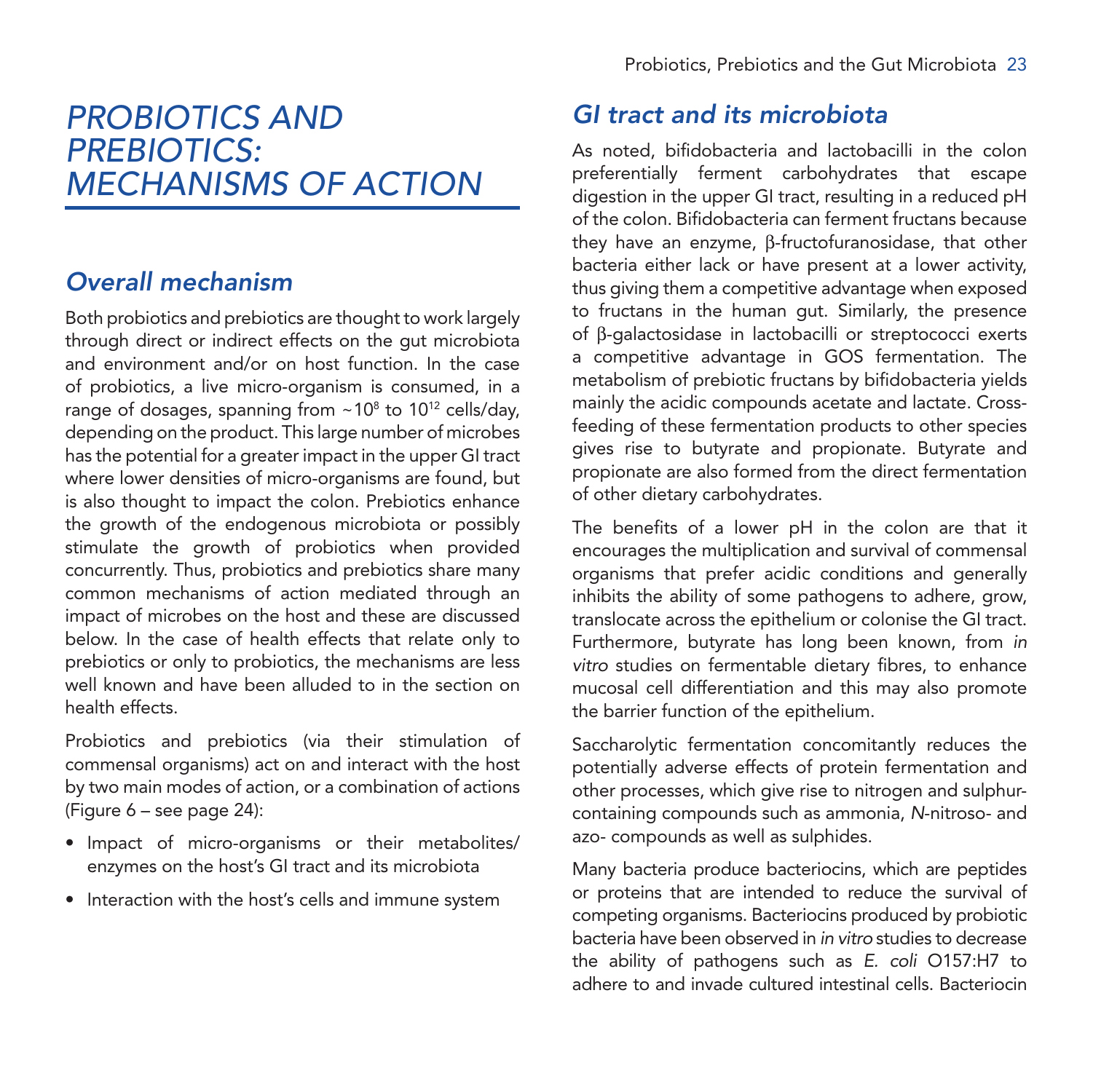# *PROBIOTICS AND PREBIOTICS: MECHANISMS OF ACTION*

## *Overall mechanism*

Both probiotics and prebiotics are thought to work largely through direct or indirect effects on the gut microbiota and environment and/or on host function. In the case of probiotics, a live micro-organism is consumed, in a range of dosages, spanning from ~$10^8$ to $10^{12}$ cells/day, depending on the product. This large number of microbes has the potential for a greater impact in the upper GI tract where lower densities of micro-organisms are found, but is also thought to impact the colon. Prebiotics enhance the growth of the endogenous microbiota or possibly stimulate the growth of probiotics when provided concurrently. Thus, probiotics and prebiotics share many common mechanisms of action mediated through an impact of microbes on the host and these are discussed below. In the case of health effects that relate only to prebiotics or only to probiotics, the mechanisms are less well known and have been alluded to in the section on health effects.

Probiotics and prebiotics (via their stimulation of commensal organisms) act on and interact with the host by two main modes of action, or a combination of actions (Figure 6 – see page 24):

- Impact of micro-organisms or their metabolites/enzymes on the host's GI tract and its microbiota
- Interaction with the host's cells and immune system

## *GI tract and its microbiota*

As noted, bifidobacteria and lactobacilli in the colon preferentially ferment carbohydrates that escape digestion in the upper GI tract, resulting in a reduced pH of the colon. Bifidobacteria can ferment fructans because they have an enzyme, β-fructofuranosidase, that other bacteria either lack or have present at a lower activity, thus giving them a competitive advantage when exposed to fructans in the human gut. Similarly, the presence of β-galactosidase in lactobacilli or streptococci exerts a competitive advantage in GOS fermentation. The metabolism of prebiotic fructans by bifidobacteria yields mainly the acidic compounds acetate and lactate. Cross-feeding of these fermentation products to other species gives rise to butyrate and propionate. Butyrate and propionate are also formed from the direct fermentation of other dietary carbohydrates.

The benefits of a lower pH in the colon are that it encourages the multiplication and survival of commensal organisms that prefer acidic conditions and generally inhibits the ability of some pathogens to adhere, grow, translocate across the epithelium or colonise the GI tract. Furthermore, butyrate has long been known, from *in vitro* studies on fermentable dietary fibres, to enhance mucosal cell differentiation and this may also promote the barrier function of the epithelium.

Saccharolytic fermentation concomitantly reduces the potentially adverse effects of protein fermentation and other processes, which give rise to nitrogen and sulphur-containing compounds such as ammonia, *N*-nitroso- and azo- compounds as well as sulphides.

Many bacteria produce bacteriocins, which are peptides or proteins that are intended to reduce the survival of competing organisms. Bacteriocins produced by probiotic bacteria have been observed in *in vitro* studies to decrease the ability of pathogens such as *E. coli* O157:H7 to adhere to and invade cultured intestinal cells. Bacteriocin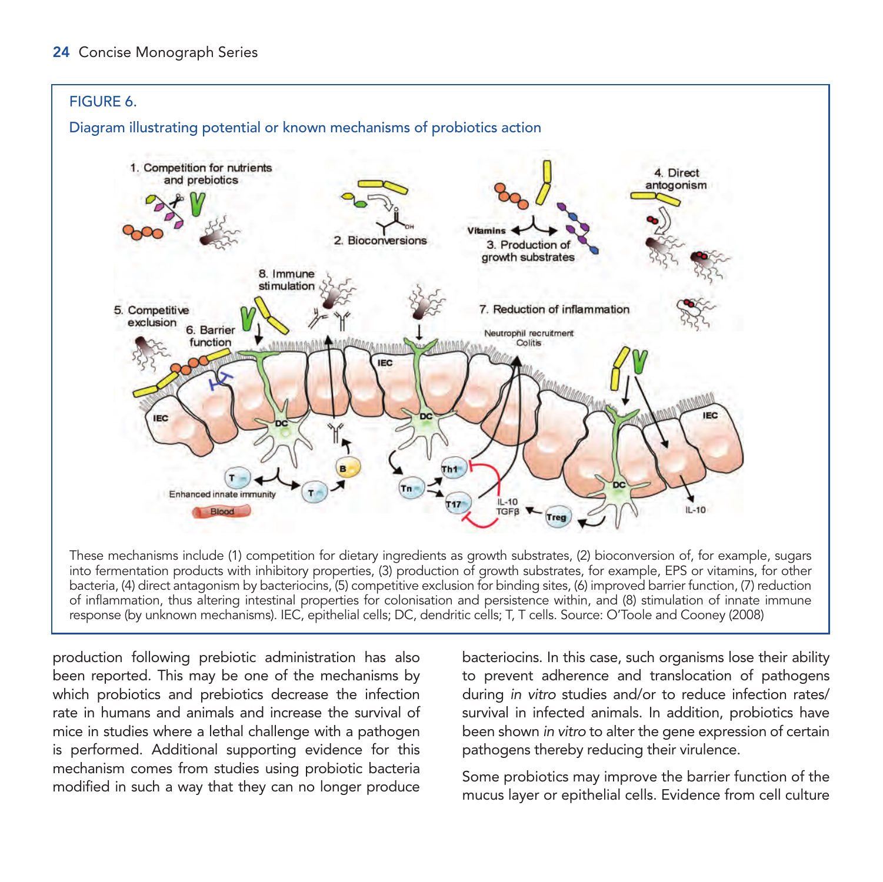FIGURE 6.

Diagram illustrating potential or known mechanisms of probiotics action

These mechanisms include (1) competition for dietary ingredients as growth substrates, (2) bioconversion of, for example, sugars into fermentation products with inhibitory properties, (3) production of growth substrates, for example, EPS or vitamins, for other bacteria, (4) direct antagonism by bacteriocins, (5) competitive exclusion for binding sites, (6) improved barrier function, (7) reduction of inflammation, thus altering intestinal properties for colonisation and persistence within, and (8) stimulation of innate immune response (by unknown mechanisms). IEC, epithelial cells; DC, dendritic cells; T, T cells. Source: O'Toole and Cooney (2008)

production following prebiotic administration has also been reported. This may be one of the mechanisms by which probiotics and prebiotics decrease the infection rate in humans and animals and increase the survival of mice in studies where a lethal challenge with a pathogen is performed. Additional supporting evidence for this mechanism comes from studies using probiotic bacteria modified in such a way that they can no longer produce bacteriocins. In this case, such organisms lose their ability to prevent adherence and translocation of pathogens during *in vitro* studies and/or to reduce infection rates/ survival in infected animals. In addition, probiotics have been shown *in vitro* to alter the gene expression of certain pathogens thereby reducing their virulence.

Some probiotics may improve the barrier function of the mucus layer or epithelial cells. Evidence from cell culture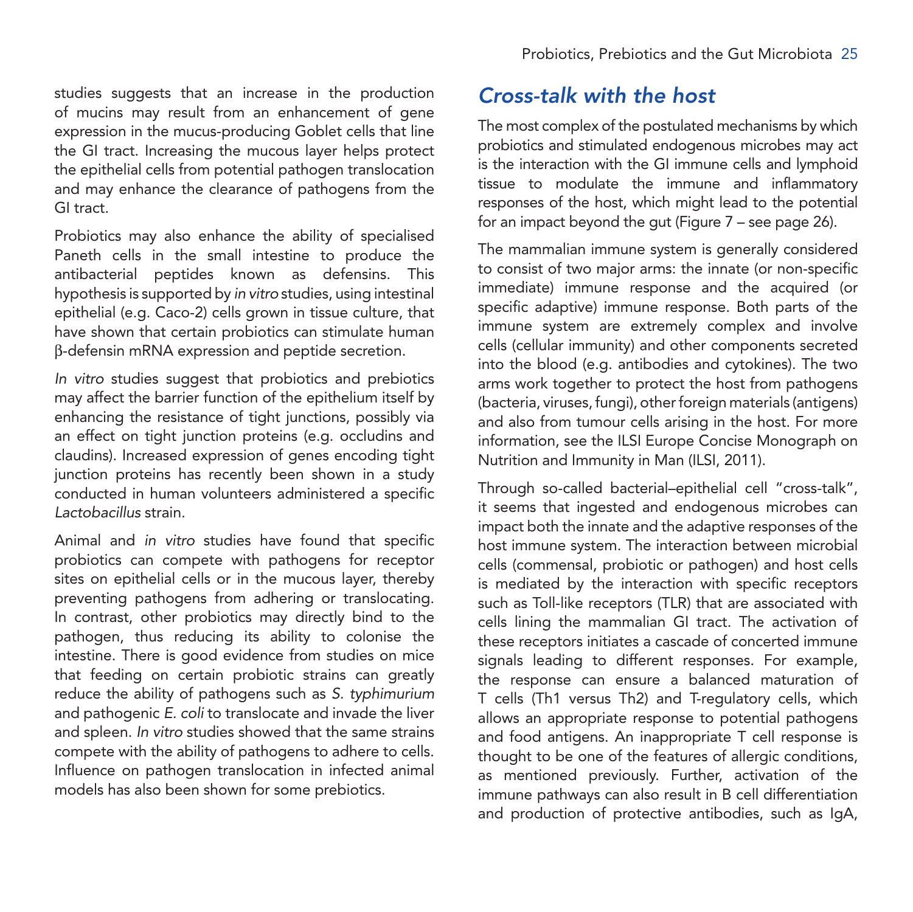studies suggests that an increase in the production of mucins may result from an enhancement of gene expression in the mucus-producing Goblet cells that line the GI tract. Increasing the mucous layer helps protect the epithelial cells from potential pathogen translocation and may enhance the clearance of pathogens from the GI tract.

Probiotics may also enhance the ability of specialised Paneth cells in the small intestine to produce the antibacterial peptides known as defensins. This hypothesis is supported by *in vitro* studies, using intestinal epithelial (e.g. Caco-2) cells grown in tissue culture, that have shown that certain probiotics can stimulate human β-defensin mRNA expression and peptide secretion.

*In vitro* studies suggest that probiotics and prebiotics may affect the barrier function of the epithelium itself by enhancing the resistance of tight junctions, possibly via an effect on tight junction proteins (e.g. occludins and claudins). Increased expression of genes encoding tight junction proteins has recently been shown in a study conducted in human volunteers administered a specific *Lactobacillus* strain.

Animal and *in vitro* studies have found that specific probiotics can compete with pathogens for receptor sites on epithelial cells or in the mucous layer, thereby preventing pathogens from adhering or translocating. In contrast, other probiotics may directly bind to the pathogen, thus reducing its ability to colonise the intestine. There is good evidence from studies on mice that feeding on certain probiotic strains can greatly reduce the ability of pathogens such as *S. typhimurium* and pathogenic *E. coli* to translocate and invade the liver and spleen. *In vitro* studies showed that the same strains compete with the ability of pathogens to adhere to cells. Influence on pathogen translocation in infected animal models has also been shown for some prebiotics.

## *Cross-talk with the host*

The most complex of the postulated mechanisms by which probiotics and stimulated endogenous microbes may act is the interaction with the GI immune cells and lymphoid tissue to modulate the immune and inflammatory responses of the host, which might lead to the potential for an impact beyond the gut (Figure 7 – see page 26).

The mammalian immune system is generally considered to consist of two major arms: the innate (or non-specific immediate) immune response and the acquired (or specific adaptive) immune response. Both parts of the immune system are extremely complex and involve cells (cellular immunity) and other components secreted into the blood (e.g. antibodies and cytokines). The two arms work together to protect the host from pathogens (bacteria, viruses, fungi), other foreign materials (antigens) and also from tumour cells arising in the host. For more information, see the ILSI Europe Concise Monograph on Nutrition and Immunity in Man (ILSI, 2011).

Through so-called bacterial–epithelial cell "cross-talk", it seems that ingested and endogenous microbes can impact both the innate and the adaptive responses of the host immune system. The interaction between microbial cells (commensal, probiotic or pathogen) and host cells is mediated by the interaction with specific receptors such as Toll-like receptors (TLR) that are associated with cells lining the mammalian GI tract. The activation of these receptors initiates a cascade of concerted immune signals leading to different responses. For example, the response can ensure a balanced maturation of T cells (Th1 versus Th2) and T-regulatory cells, which allows an appropriate response to potential pathogens and food antigens. An inappropriate T cell response is thought to be one of the features of allergic conditions, as mentioned previously. Further, activation of the immune pathways can also result in B cell differentiation and production of protective antibodies, such as IgA,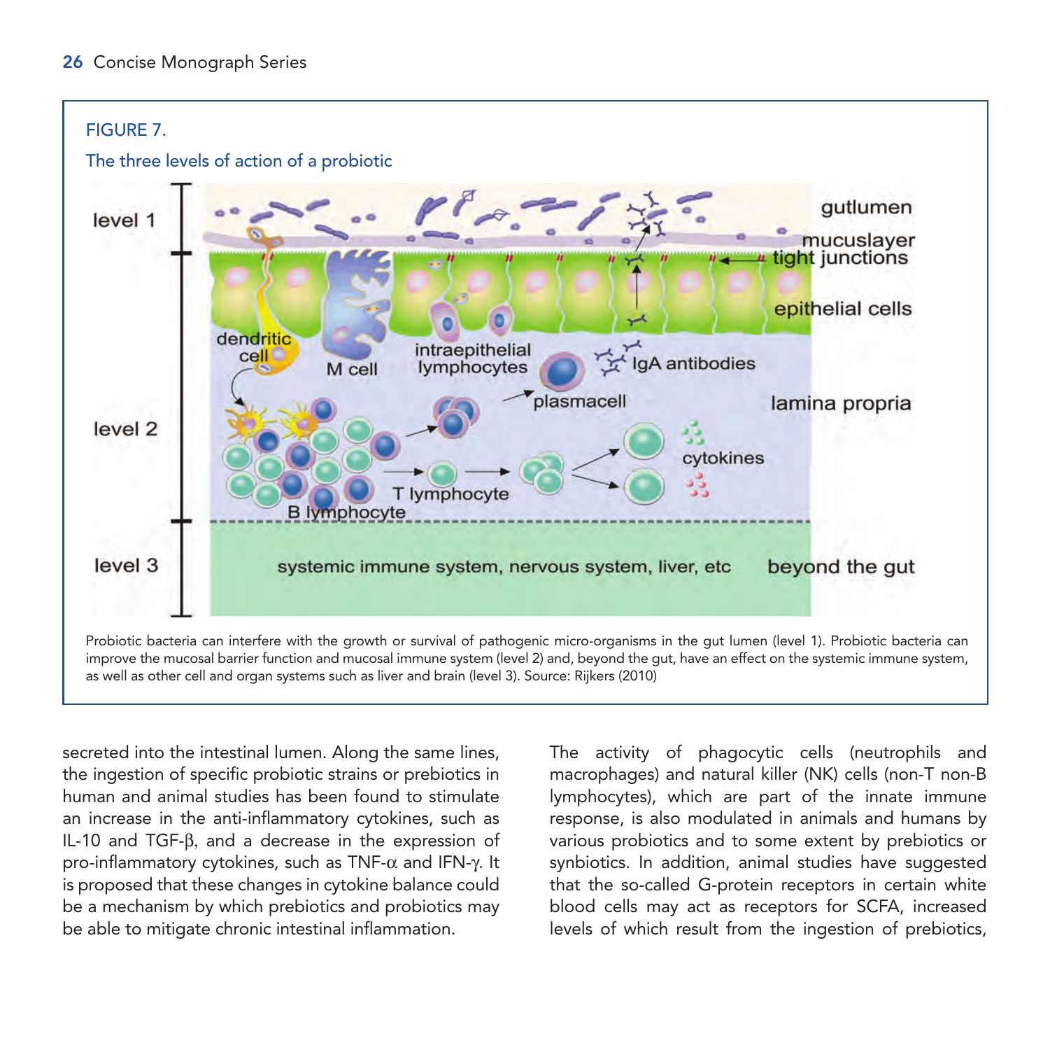FIGURE 7.

The three levels of action of a probiotic

Probiotic bacteria can interfere with the growth or survival of pathogenic micro-organisms in the gut lumen (level 1). Probiotic bacteria can improve the mucosal barrier function and mucosal immune system (level 2) and, beyond the gut, have an effect on the systemic immune system, as well as other cell and organ systems such as liver and brain (level 3). Source: Rijkers (2010)

secreted into the intestinal lumen. Along the same lines, the ingestion of specific probiotic strains or prebiotics in human and animal studies has been found to stimulate an increase in the anti-inflammatory cytokines, such as IL-10 and TGF-β, and a decrease in the expression of pro-inflammatory cytokines, such as TNF-α and IFN-γ. It is proposed that these changes in cytokine balance could be a mechanism by which prebiotics and probiotics may be able to mitigate chronic intestinal inflammation.

The activity of phagocytic cells (neutrophils and macrophages) and natural killer (NK) cells (non-T non-B lymphocytes), which are part of the innate immune response, is also modulated in animals and humans by various probiotics and to some extent by prebiotics or synbiotics. In addition, animal studies have suggested that the so-called G-protein receptors in certain white blood cells may act as receptors for SCFA, increased levels of which result from the ingestion of prebiotics,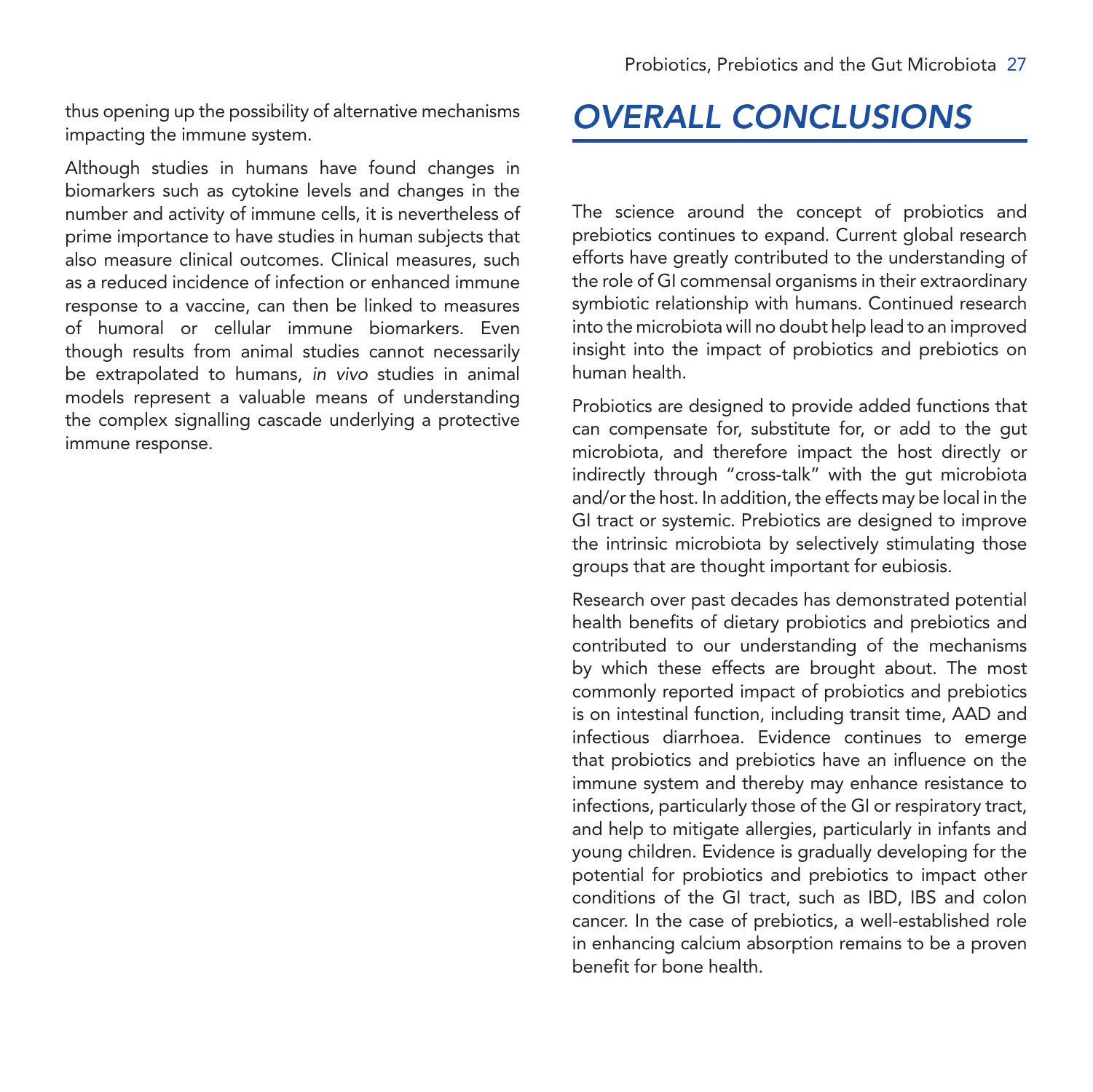thus opening up the possibility of alternative mechanisms impacting the immune system.

Although studies in humans have found changes in biomarkers such as cytokine levels and changes in the number and activity of immune cells, it is nevertheless of prime importance to have studies in human subjects that also measure clinical outcomes. Clinical measures, such as a reduced incidence of infection or enhanced immune response to a vaccine, can then be linked to measures of humoral or cellular immune biomarkers. Even though results from animal studies cannot necessarily be extrapolated to humans, *in vivo* studies in animal models represent a valuable means of understanding the complex signalling cascade underlying a protective immune response.

# OVERALL CONCLUSIONS

The science around the concept of probiotics and prebiotics continues to expand. Current global research efforts have greatly contributed to the understanding of the role of GI commensal organisms in their extraordinary symbiotic relationship with humans. Continued research into the microbiota will no doubt help lead to an improved insight into the impact of probiotics and prebiotics on human health.

Probiotics are designed to provide added functions that can compensate for, substitute for, or add to the gut microbiota, and therefore impact the host directly or indirectly through "cross-talk" with the gut microbiota and/or the host. In addition, the effects may be local in the GI tract or systemic. Prebiotics are designed to improve the intrinsic microbiota by selectively stimulating those groups that are thought important for eubiosis.

Research over past decades has demonstrated potential health benefits of dietary probiotics and prebiotics and contributed to our understanding of the mechanisms by which these effects are brought about. The most commonly reported impact of probiotics and prebiotics is on intestinal function, including transit time, AAD and infectious diarrhoea. Evidence continues to emerge that probiotics and prebiotics have an influence on the immune system and thereby may enhance resistance to infections, particularly those of the GI or respiratory tract, and help to mitigate allergies, particularly in infants and young children. Evidence is gradually developing for the potential for probiotics and prebiotics to impact other conditions of the GI tract, such as IBD, IBS and colon cancer. In the case of prebiotics, a well-established role in enhancing calcium absorption remains to be a proven benefit for bone health.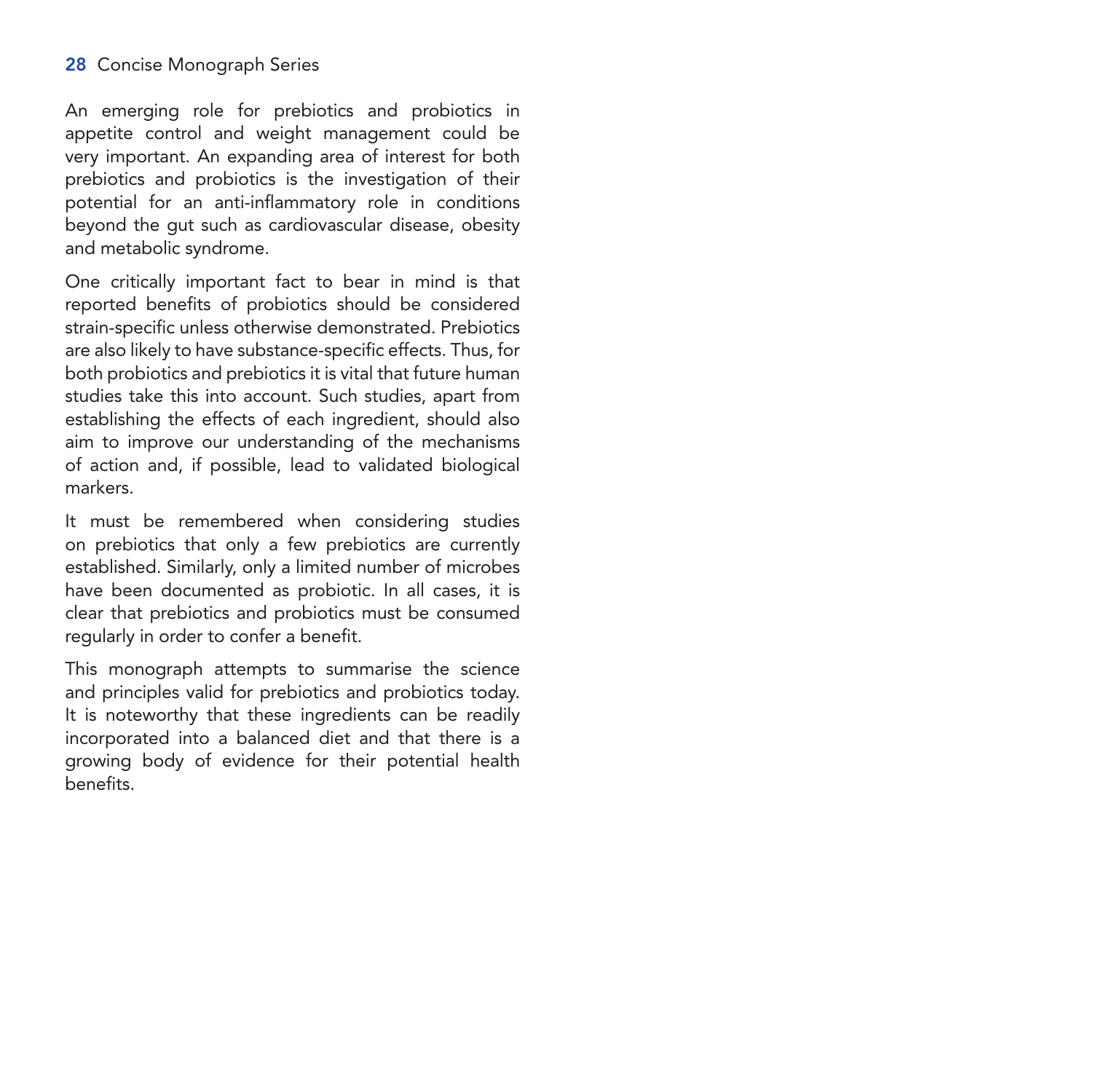An emerging role for prebiotics and probiotics in appetite control and weight management could be very important. An expanding area of interest for both prebiotics and probiotics is the investigation of their potential for an anti-inflammatory role in conditions beyond the gut such as cardiovascular disease, obesity and metabolic syndrome.

One critically important fact to bear in mind is that reported benefits of probiotics should be considered strain-specific unless otherwise demonstrated. Prebiotics are also likely to have substance-specific effects. Thus, for both probiotics and prebiotics it is vital that future human studies take this into account. Such studies, apart from establishing the effects of each ingredient, should also aim to improve our understanding of the mechanisms of action and, if possible, lead to validated biological markers.

It must be remembered when considering studies on prebiotics that only a few prebiotics are currently established. Similarly, only a limited number of microbes have been documented as probiotic. In all cases, it is clear that prebiotics and probiotics must be consumed regularly in order to confer a benefit.

This monograph attempts to summarise the science and principles valid for prebiotics and probiotics today. It is noteworthy that these ingredients can be readily incorporated into a balanced diet and that there is a growing body of evidence for their potential health benefits.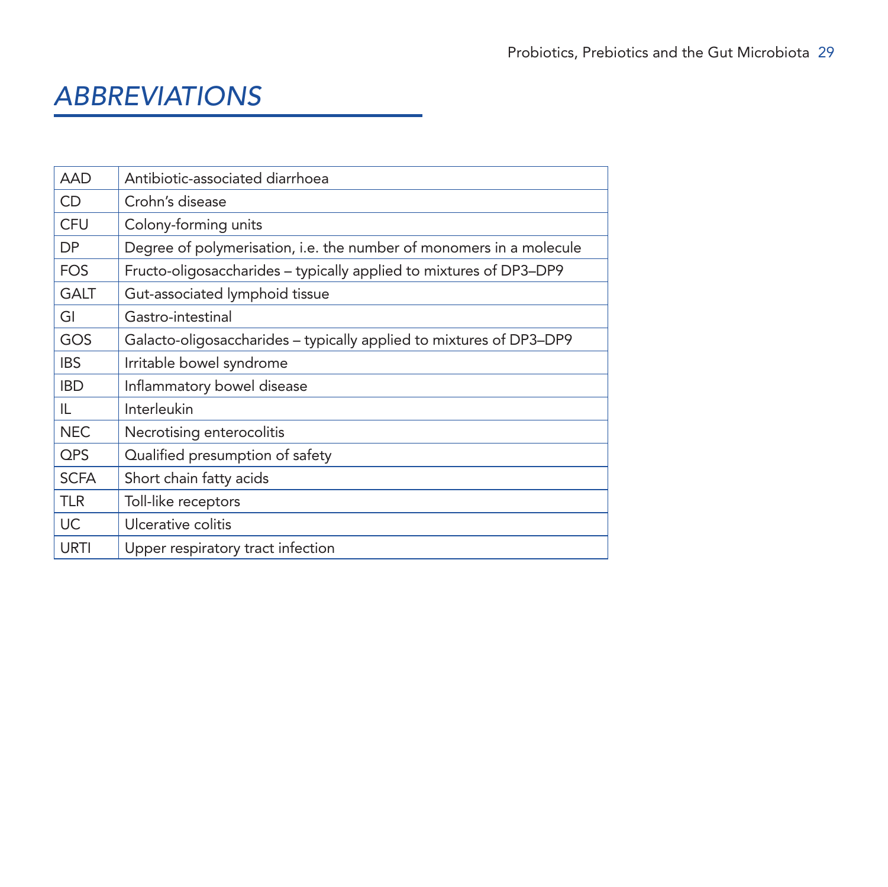# *ABBREVIATIONS*

| | |
|---|---|
| AAD | Antibiotic-associated diarrhoea |
| CD | Crohn's disease |
| CFU | Colony-forming units |
| DP | Degree of polymerisation, i.e. the number of monomers in a molecule |
| FOS | Fructo-oligosaccharides – typically applied to mixtures of DP3–DP9 |
| GALT | Gut-associated lymphoid tissue |
| GI | Gastro-intestinal |
| GOS | Galacto-oligosaccharides – typically applied to mixtures of DP3–DP9 |
| IBS | Irritable bowel syndrome |
| IBD | Inflammatory bowel disease |
| IL | Interleukin |
| NEC | Necrotising enterocolitis |
| QPS | Qualified presumption of safety |
| SCFA | Short chain fatty acids |
| TLR | Toll-like receptors |
| UC | Ulcerative colitis |
| URTI | Upper respiratory tract infection |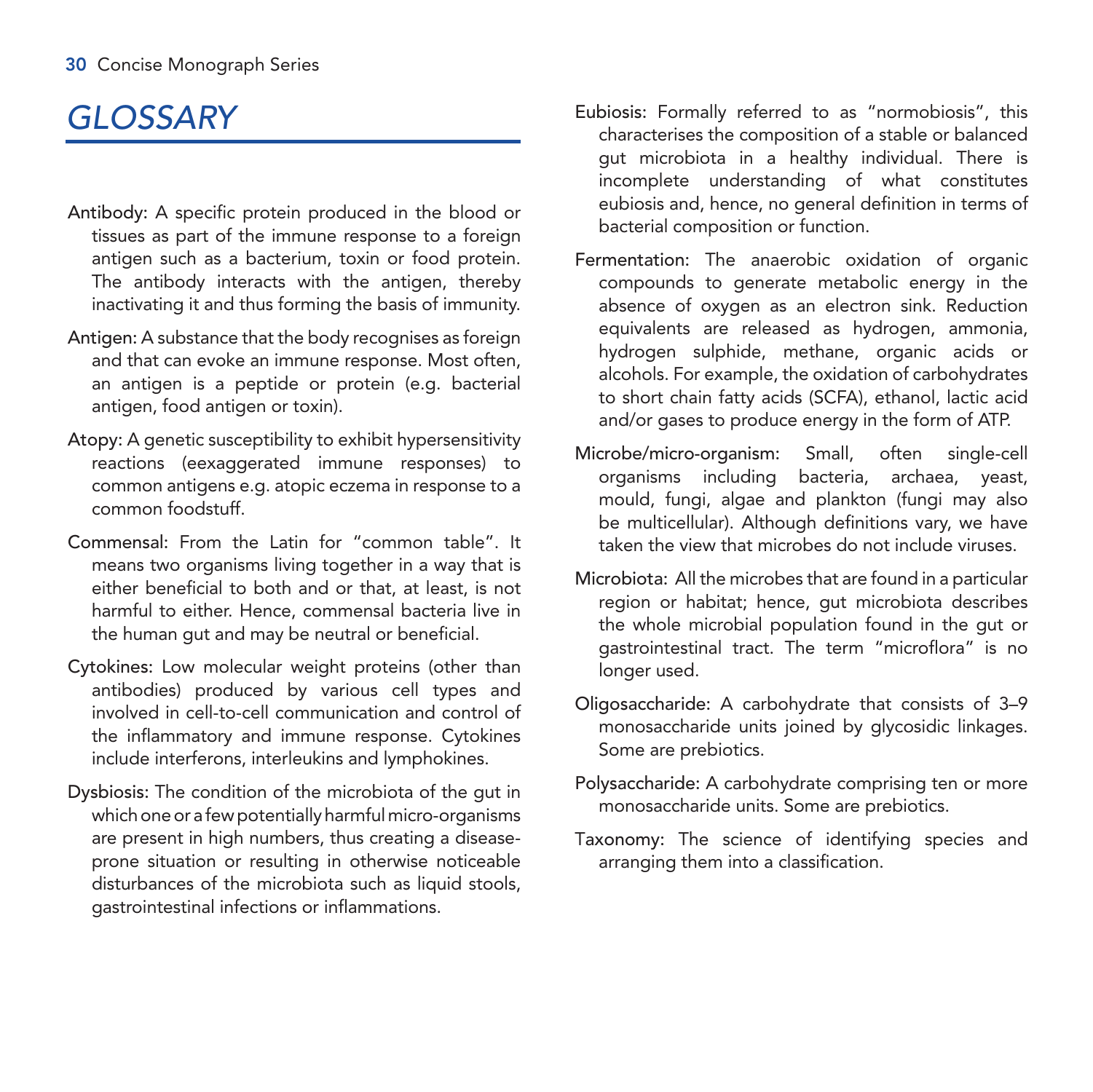# GLOSSARY

**Antibody:** A specific protein produced in the blood or tissues as part of the immune response to a foreign antigen such as a bacterium, toxin or food protein. The antibody interacts with the antigen, thereby inactivating it and thus forming the basis of immunity.

**Antigen:** A substance that the body recognises as foreign and that can evoke an immune response. Most often, an antigen is a peptide or protein (e.g. bacterial antigen, food antigen or toxin).

**Atopy:** A genetic susceptibility to exhibit hypersensitivity reactions (eexaggerated immune responses) to common antigens e.g. atopic eczema in response to a common foodstuff.

**Commensal:** From the Latin for "common table". It means two organisms living together in a way that is either beneficial to both and or that, at least, is not harmful to either. Hence, commensal bacteria live in the human gut and may be neutral or beneficial.

**Cytokines:** Low molecular weight proteins (other than antibodies) produced by various cell types and involved in cell-to-cell communication and control of the inflammatory and immune response. Cytokines include interferons, interleukins and lymphokines.

**Dysbiosis:** The condition of the microbiota of the gut in which one or a few potentially harmful micro-organisms are present in high numbers, thus creating a disease-prone situation or resulting in otherwise noticeable disturbances of the microbiota such as liquid stools, gastrointestinal infections or inflammations.

**Eubiosis:** Formally referred to as "normobiosis", this characterises the composition of a stable or balanced gut microbiota in a healthy individual. There is incomplete understanding of what constitutes eubiosis and, hence, no general definition in terms of bacterial composition or function.

**Fermentation:** The anaerobic oxidation of organic compounds to generate metabolic energy in the absence of oxygen as an electron sink. Reduction equivalents are released as hydrogen, ammonia, hydrogen sulphide, methane, organic acids or alcohols. For example, the oxidation of carbohydrates to short chain fatty acids (SCFA), ethanol, lactic acid and/or gases to produce energy in the form of ATP.

**Microbe/micro-organism:** Small, often single-cell organisms including bacteria, archaea, yeast, mould, fungi, algae and plankton (fungi may also be multicellular). Although definitions vary, we have taken the view that microbes do not include viruses.

**Microbiota:** All the microbes that are found in a particular region or habitat; hence, gut microbiota describes the whole microbial population found in the gut or gastrointestinal tract. The term "microflora" is no longer used.

**Oligosaccharide:** A carbohydrate that consists of 3–9 monosaccharide units joined by glycosidic linkages. Some are prebiotics.

**Polysaccharide:** A carbohydrate comprising ten or more monosaccharide units. Some are prebiotics.

**Taxonomy:** The science of identifying species and arranging them into a classification.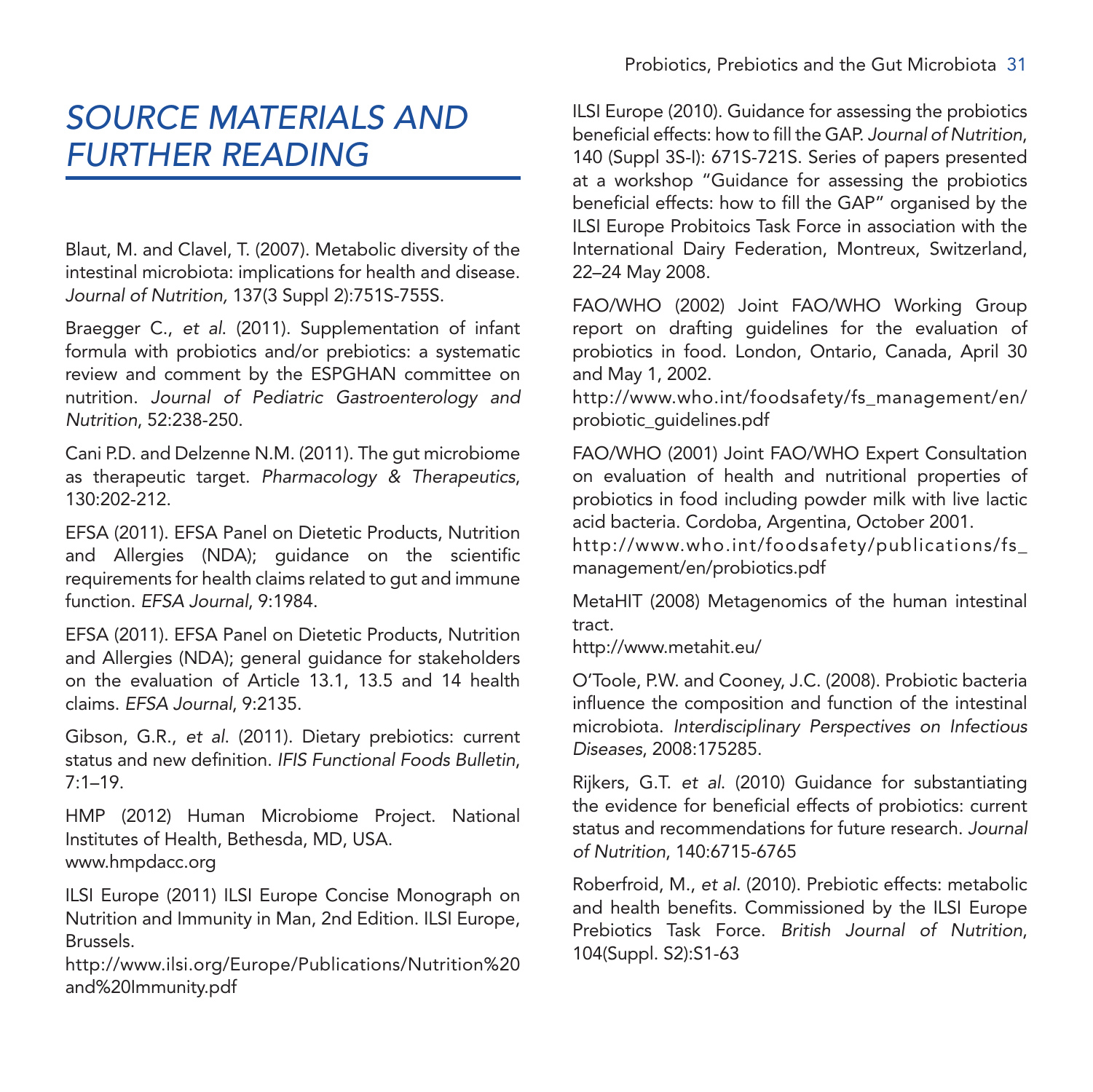# *SOURCE MATERIALS AND FURTHER READING*

Blaut, M. and Clavel, T. (2007). Metabolic diversity of the intestinal microbiota: implications for health and disease. *Journal of Nutrition,* 137(3 Suppl 2):751S-755S.

Braegger C., *et al*. (2011). Supplementation of infant formula with probiotics and/or prebiotics: a systematic review and comment by the ESPGHAN committee on nutrition. *Journal of Pediatric Gastroenterology and Nutrition*, 52:238-250.

Cani P.D. and Delzenne N.M. (2011). The gut microbiome as therapeutic target. *Pharmacology & Therapeutics*, 130:202-212.

EFSA (2011). EFSA Panel on Dietetic Products, Nutrition and Allergies (NDA); guidance on the scientific requirements for health claims related to gut and immune function. *EFSA Journal*, 9:1984.

EFSA (2011). EFSA Panel on Dietetic Products, Nutrition and Allergies (NDA); general guidance for stakeholders on the evaluation of Article 13.1, 13.5 and 14 health claims. *EFSA Journal*, 9:2135.

Gibson, G.R., *et al*. (2011). Dietary prebiotics: current status and new definition. *IFIS Functional Foods Bulletin*, 7:1–19.

HMP (2012) Human Microbiome Project. National Institutes of Health, Bethesda, MD, USA.
www.hmpdacc.org

ILSI Europe (2011) ILSI Europe Concise Monograph on Nutrition and Immunity in Man, 2nd Edition. ILSI Europe, Brussels.
http://www.ilsi.org/Europe/Publications/Nutrition%20and%20Immunity.pdf

ILSI Europe (2010). Guidance for assessing the probiotics beneficial effects: how to fill the GAP. *Journal of Nutrition*, 140 (Suppl 3S-I): 671S-721S. Series of papers presented at a workshop "Guidance for assessing the probiotics beneficial effects: how to fill the GAP" organised by the ILSI Europe Probitoics Task Force in association with the International Dairy Federation, Montreux, Switzerland, 22–24 May 2008.

FAO/WHO (2002) Joint FAO/WHO Working Group report on drafting guidelines for the evaluation of probiotics in food. London, Ontario, Canada, April 30 and May 1, 2002.
http://www.who.int/foodsafety/fs_management/en/probiotic_guidelines.pdf

FAO/WHO (2001) Joint FAO/WHO Expert Consultation on evaluation of health and nutritional properties of probiotics in food including powder milk with live lactic acid bacteria. Cordoba, Argentina, October 2001.
http://www.who.int/foodsafety/publications/fs_management/en/probiotics.pdf

MetaHIT (2008) Metagenomics of the human intestinal tract.
http://www.metahit.eu/

O'Toole, P.W. and Cooney, J.C. (2008). Probiotic bacteria influence the composition and function of the intestinal microbiota. *Interdisciplinary Perspectives on Infectious Diseases*, 2008:175285.

Rijkers, G.T. *et al*. (2010) Guidance for substantiating the evidence for beneficial effects of probiotics: current status and recommendations for future research. *Journal of Nutrition*, 140:6715-6765

Roberfroid, M., *et al*. (2010). Prebiotic effects: metabolic and health benefits. Commissioned by the ILSI Europe Prebiotics Task Force. *British Journal of Nutrition*, 104(Suppl. S2):S1-63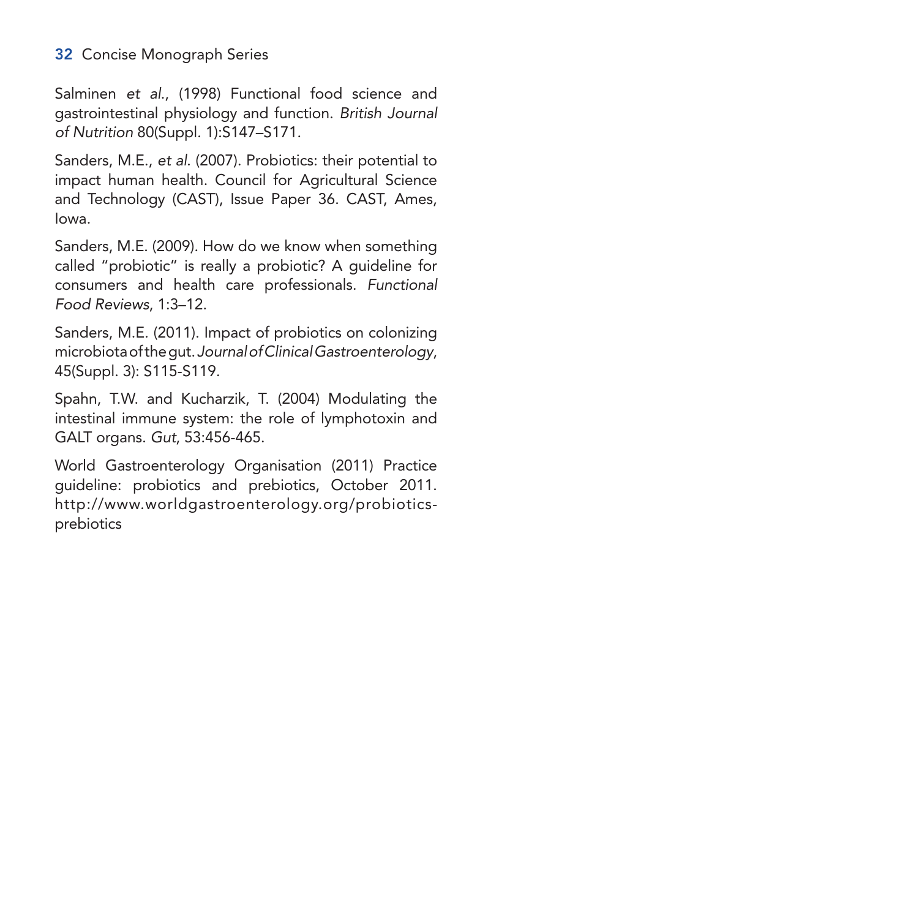Salminen *et al.*, (1998) Functional food science and gastrointestinal physiology and function. *British Journal of Nutrition* 80(Suppl. 1):S147–S171.

Sanders, M.E., *et al.* (2007). Probiotics: their potential to impact human health. Council for Agricultural Science and Technology (CAST), Issue Paper 36. CAST, Ames, Iowa.

Sanders, M.E. (2009). How do we know when something called "probiotic" is really a probiotic? A guideline for consumers and health care professionals. *Functional Food Reviews*, 1:3–12.

Sanders, M.E. (2011). Impact of probiotics on colonizing microbiota of the gut. *Journal of Clinical Gastroenterology*, 45(Suppl. 3): S115-S119.

Spahn, T.W. and Kucharzik, T. (2004) Modulating the intestinal immune system: the role of lymphotoxin and GALT organs. *Gut*, 53:456-465.

World Gastroenterology Organisation (2011) Practice guideline: probiotics and prebiotics, October 2011. http://www.worldgastroenterology.org/probiotics-prebiotics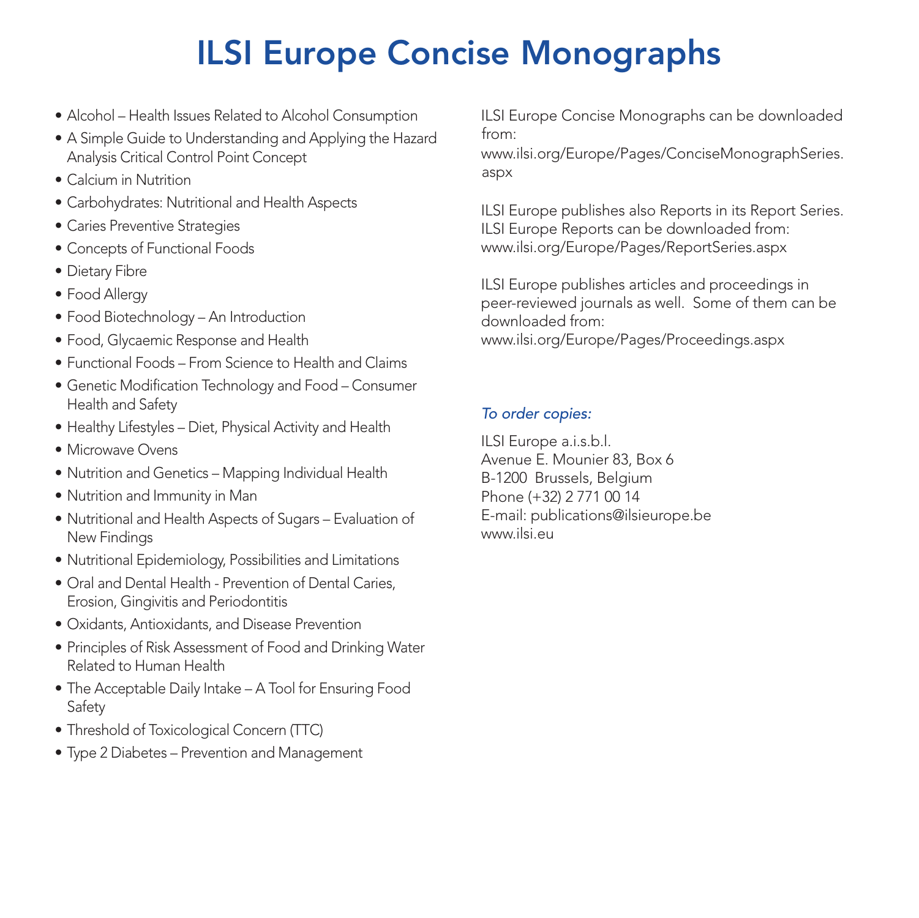# ILSI Europe Concise Monographs

- Alcohol – Health Issues Related to Alcohol Consumption
- A Simple Guide to Understanding and Applying the Hazard Analysis Critical Control Point Concept
- Calcium in Nutrition
- Carbohydrates: Nutritional and Health Aspects
- Caries Preventive Strategies
- Concepts of Functional Foods
- Dietary Fibre
- Food Allergy
- Food Biotechnology – An Introduction
- Food, Glycaemic Response and Health
- Functional Foods – From Science to Health and Claims
- Genetic Modification Technology and Food – Consumer Health and Safety
- Healthy Lifestyles – Diet, Physical Activity and Health
- Microwave Ovens
- Nutrition and Genetics – Mapping Individual Health
- Nutrition and Immunity in Man
- Nutritional and Health Aspects of Sugars – Evaluation of New Findings
- Nutritional Epidemiology, Possibilities and Limitations
- Oral and Dental Health - Prevention of Dental Caries, Erosion, Gingivitis and Periodontitis
- Oxidants, Antioxidants, and Disease Prevention
- Principles of Risk Assessment of Food and Drinking Water Related to Human Health
- The Acceptable Daily Intake – A Tool for Ensuring Food Safety
- Threshold of Toxicological Concern (TTC)
- Type 2 Diabetes – Prevention and Management

ILSI Europe Concise Monographs can be downloaded from:
www.ilsi.org/Europe/Pages/ConciseMonographSeries.aspx

ILSI Europe publishes also Reports in its Report Series. ILSI Europe Reports can be downloaded from:
www.ilsi.org/Europe/Pages/ReportSeries.aspx

ILSI Europe publishes articles and proceedings in peer-reviewed journals as well. Some of them can be downloaded from:
www.ilsi.org/Europe/Pages/Proceedings.aspx

*To order copies:*

ILSI Europe a.i.s.b.l.
Avenue E. Mounier 83, Box 6
B-1200 Brussels, Belgium
Phone (+32) 2 771 00 14
E-mail: publications@ilsieurope.be
www.ilsi.eu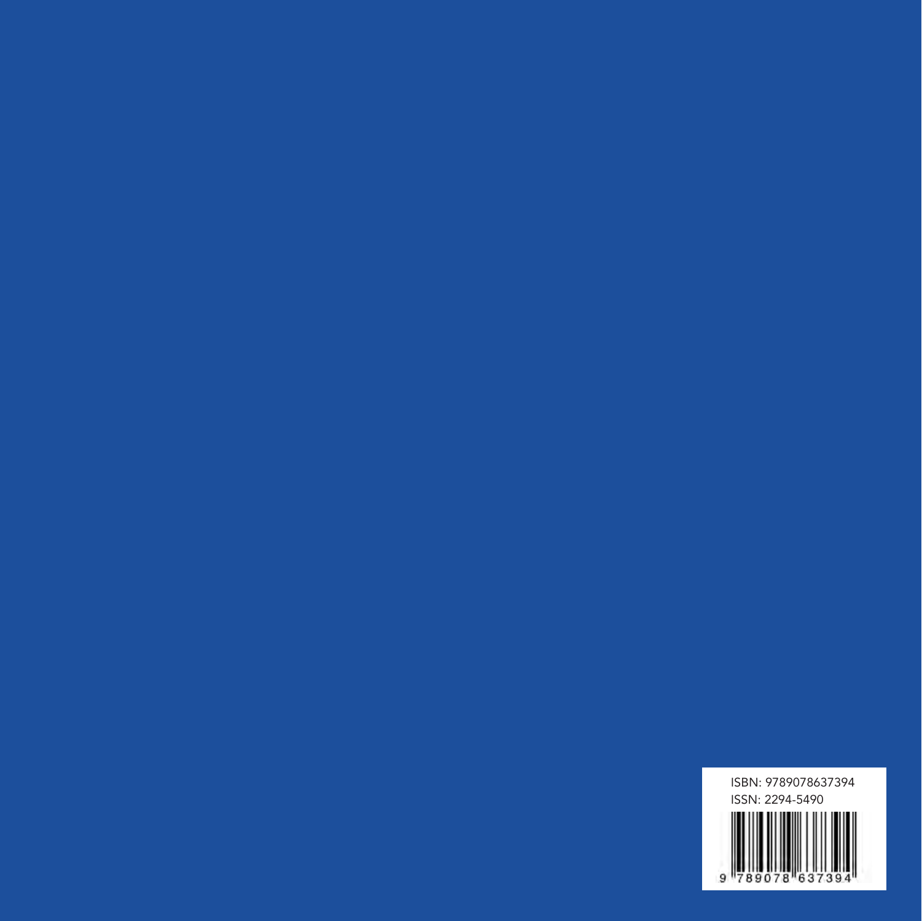ISBN: 9789078637394
ISSN: 2294-5490

9 789078 637394